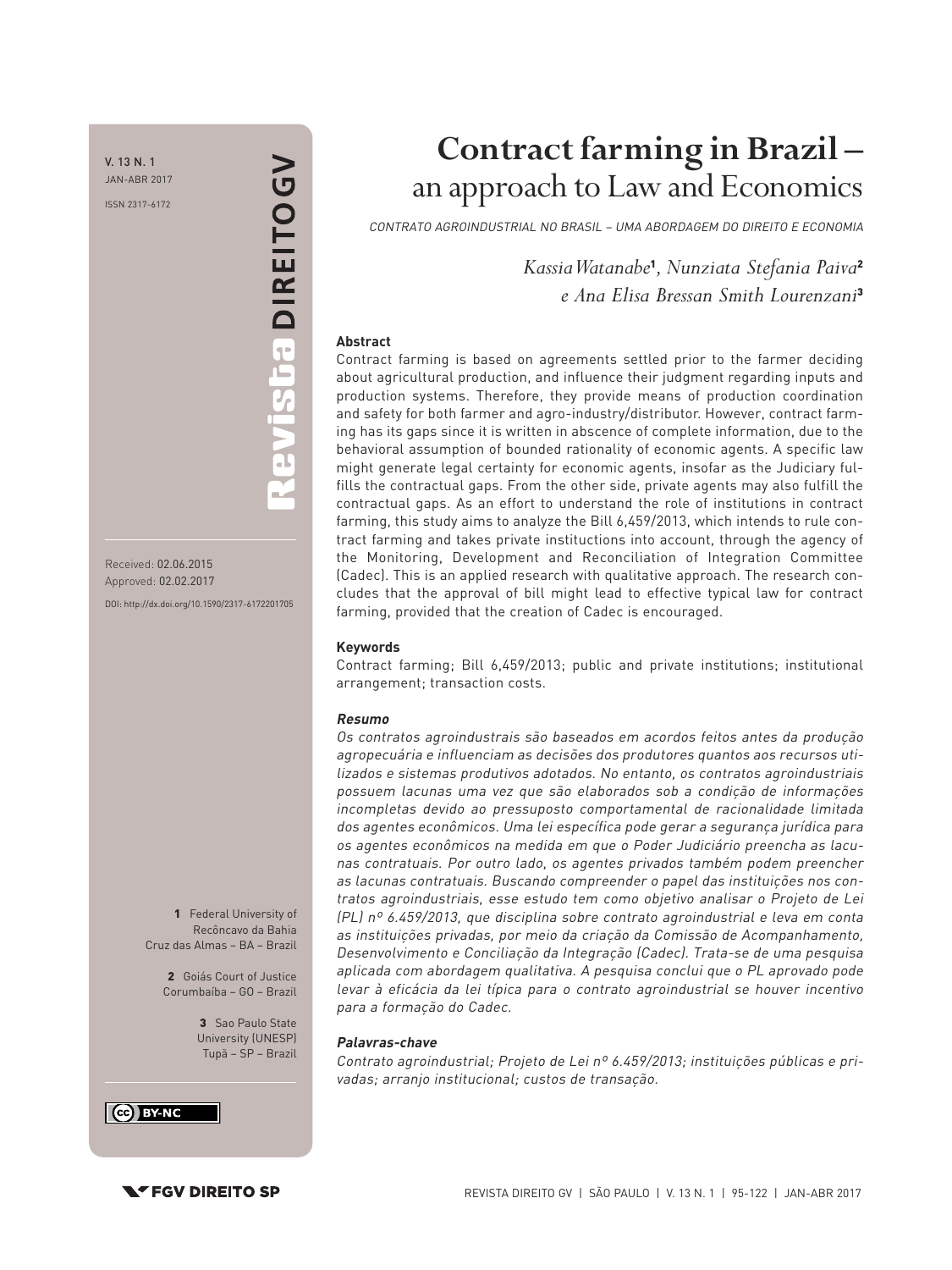V. 13 N. 1
JAN-ABR 2017
ISSN 2317-6172

Received: 02.06.2015
Approved: 02.02.2017
DOI: http://dx.doi.org/10.1590/2317-6172201705

# Contract farming in Brazil – an approach to Law and Economics

*CONTRATO AGROINDUSTRIAL NO BRASIL – UMA ABORDAGEM DO DIREITO E ECONOMIA*

*Kassia Watanabe*[1], *Nunziata Stefania Paiva*[2] *e Ana Elisa Bressan Smith Lourenzani*[3]

[1] Federal University of Recôncavo da Bahia, Cruz das Almas – BA – Brazil

[2] Goiás Court of Justice, Corumbaíba – GO – Brazil

[3] Sao Paulo State University (UNESP), Tupã – SP – Brazil

#### Abstract

Contract farming is based on agreements settled prior to the farmer deciding about agricultural production, and influence their judgment regarding inputs and production systems. Therefore, they provide means of production coordination and safety for both farmer and agro-industry/distributor. However, contract farming has its gaps since it is written in abscence of complete information, due to the behavioral assumption of bounded rationality of economic agents. A specific law might generate legal certainty for economic agents, insofar as the Judiciary fulfills the contractual gaps. From the other side, private agents may also fulfill the contractual gaps. As an effort to understand the role of institutions in contract farming, this study aims to analyze the Bill 6,459/2013, which intends to rule contract farming and takes private institutions into account, through the agency of the Monitoring, Development and Reconciliation of Integration Committee (Cadec). This is an applied research with qualitative approach. The research concludes that the approval of bill might lead to effective typical law for contract farming, provided that the creation of Cadec is encouraged.

#### Keywords

Contract farming; Bill 6,459/2013; public and private institutions; institutional arrangement; transaction costs.

#### *Resumo*

*Os contratos agroindustrais são baseados em acordos feitos antes da produção agropecuária e influenciam as decisões dos produtores quantos aos recursos utilizados e sistemas produtivos adotados. No entanto, os contratos agroindustriais possuem lacunas uma vez que são elaborados sob a condição de informações incompletas devido ao pressuposto comportamental de racionalidade limitada dos agentes econômicos. Uma lei específica pode gerar a segurança jurídica para os agentes econômicos na medida em que o Poder Judiciário preencha as lacunas contratuais. Por outro lado, os agentes privados também podem preencher as lacunas contratuais. Buscando compreender o papel das instituições nos contratos agroindustriais, esse estudo tem como objetivo analisar o Projeto de Lei (PL) nº 6.459/2013, que disciplina sobre contrato agroindustrial e leva em conta as instituições privadas, por meio da criação da Comissão de Acompanhamento, Desenvolvimento e Conciliação da Integração (Cadec). Trata-se de uma pesquisa aplicada com abordagem qualitativa. A pesquisa conclui que o PL aprovado pode levar à eficácia da lei típica para o contrato agroindustrial se houver incentivo para a formação do Cadec.*

#### *Palavras-chave*

*Contrato agroindustrial; Projeto de Lei nº 6.459/2013; instituições públicas e privadas; arranjo institucional; custos de transação.*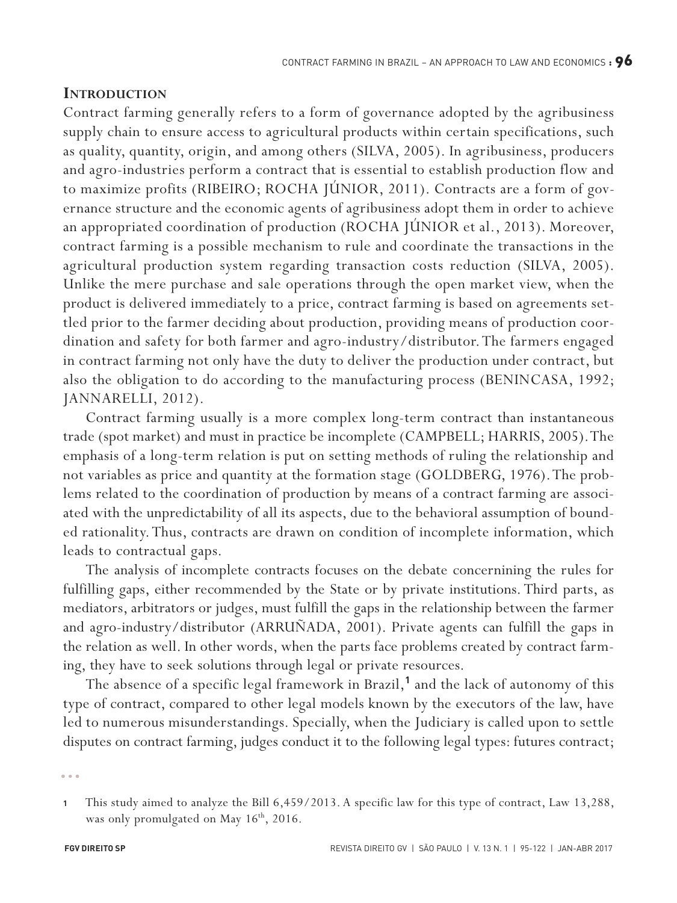## Introduction

Contract farming generally refers to a form of governance adopted by the agribusiness supply chain to ensure access to agricultural products within certain specifications, such as quality, quantity, origin, and among others (SILVA, 2005). In agribusiness, producers and agro-industries perform a contract that is essential to establish production flow and to maximize profits (RIBEIRO; ROCHA JÚNIOR, 2011). Contracts are a form of governance structure and the economic agents of agribusiness adopt them in order to achieve an appropriated coordination of production (ROCHA JÚNIOR et al., 2013). Moreover, contract farming is a possible mechanism to rule and coordinate the transactions in the agricultural production system regarding transaction costs reduction (SILVA, 2005). Unlike the mere purchase and sale operations through the open market view, when the product is delivered immediately to a price, contract farming is based on agreements settled prior to the farmer deciding about production, providing means of production coordination and safety for both farmer and agro-industry/distributor. The farmers engaged in contract farming not only have the duty to deliver the production under contract, but also the obligation to do according to the manufacturing process (BENINCASA, 1992; JANNARELLI, 2012).

Contract farming usually is a more complex long-term contract than instantaneous trade (spot market) and must in practice be incomplete (CAMPBELL; HARRIS, 2005). The emphasis of a long-term relation is put on setting methods of ruling the relationship and not variables as price and quantity at the formation stage (GOLDBERG, 1976). The problems related to the coordination of production by means of a contract farming are associated with the unpredictability of all its aspects, due to the behavioral assumption of bounded rationality. Thus, contracts are drawn on condition of incomplete information, which leads to contractual gaps.

The analysis of incomplete contracts focuses on the debate concernining the rules for fulfilling gaps, either recommended by the State or by private institutions. Third parts, as mediators, arbitrators or judges, must fulfill the gaps in the relationship between the farmer and agro-industry/distributor (ARRUÑADA, 2001). Private agents can fulfill the gaps in the relation as well. In other words, when the parts face problems created by contract farming, they have to seek solutions through legal or private resources.

The absence of a specific legal framework in Brazil,[1] and the lack of autonomy of this type of contract, compared to other legal models known by the executors of the law, have led to numerous misunderstandings. Specially, when the Judiciary is called upon to settle disputes on contract farming, judges conduct it to the following legal types: futures contract;

---

1 This study aimed to analyze the Bill 6,459/2013. A specific law for this type of contract, Law 13,288, was only promulgated on May 16th, 2016.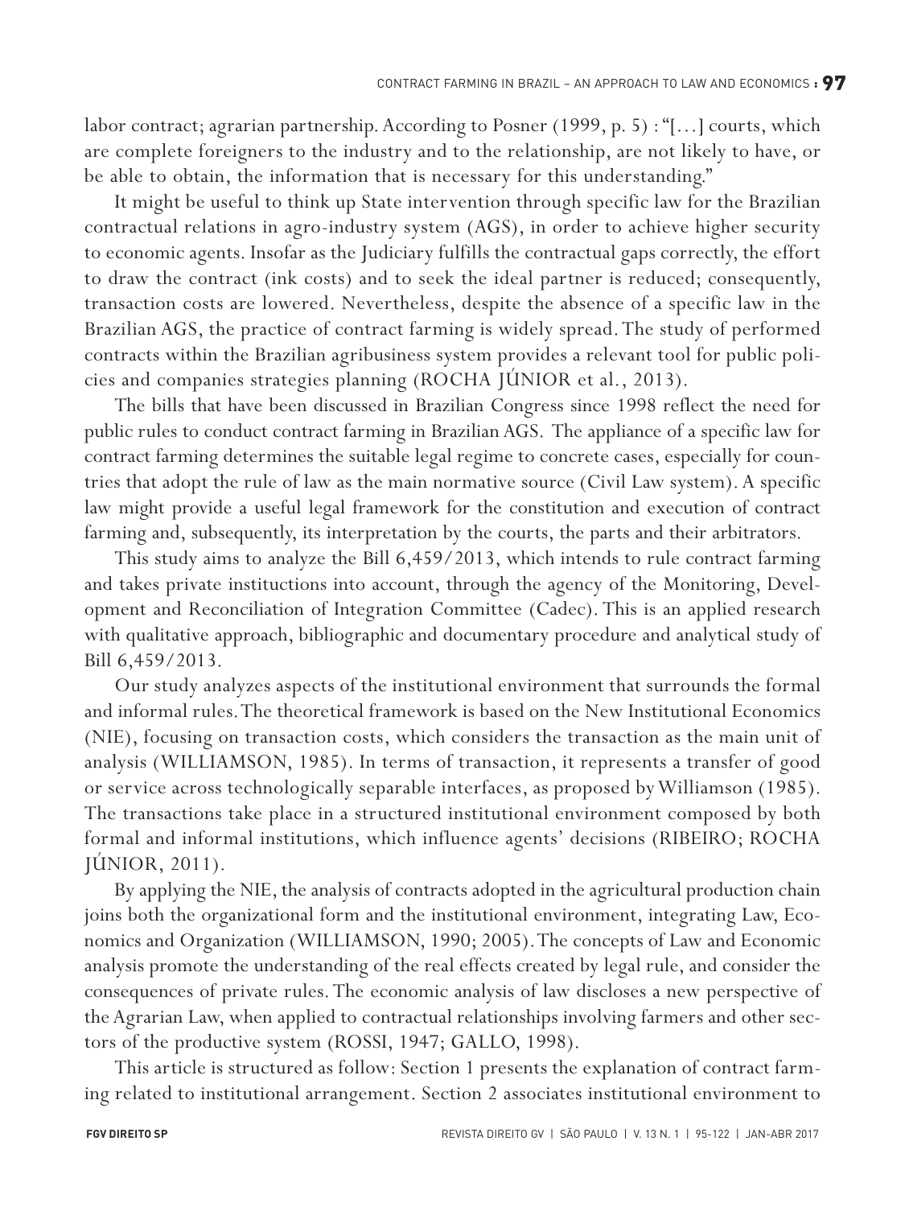labor contract; agrarian partnership. According to Posner (1999, p. 5) : "[...] courts, which are complete foreigners to the industry and to the relationship, are not likely to have, or be able to obtain, the information that is necessary for this understanding."

It might be useful to think up State intervention through specific law for the Brazilian contractual relations in agro-industry system (AGS), in order to achieve higher security to economic agents. Insofar as the Judiciary fulfills the contractual gaps correctly, the effort to draw the contract (ink costs) and to seek the ideal partner is reduced; consequently, transaction costs are lowered. Nevertheless, despite the absence of a specific law in the Brazilian AGS, the practice of contract farming is widely spread. The study of performed contracts within the Brazilian agribusiness system provides a relevant tool for public policies and companies strategies planning (ROCHA JÚNIOR et al., 2013).

The bills that have been discussed in Brazilian Congress since 1998 reflect the need for public rules to conduct contract farming in Brazilian AGS. The appliance of a specific law for contract farming determines the suitable legal regime to concrete cases, especially for countries that adopt the rule of law as the main normative source (Civil Law system). A specific law might provide a useful legal framework for the constitution and execution of contract farming and, subsequently, its interpretation by the courts, the parts and their arbitrators.

This study aims to analyze the Bill 6,459/2013, which intends to rule contract farming and takes private institutions into account, through the agency of the Monitoring, Development and Reconciliation of Integration Committee (Cadec). This is an applied research with qualitative approach, bibliographic and documentary procedure and analytical study of Bill 6,459/2013.

Our study analyzes aspects of the institutional environment that surrounds the formal and informal rules. The theoretical framework is based on the New Institutional Economics (NIE), focusing on transaction costs, which considers the transaction as the main unit of analysis (WILLIAMSON, 1985). In terms of transaction, it represents a transfer of good or service across technologically separable interfaces, as proposed by Williamson (1985). The transactions take place in a structured institutional environment composed by both formal and informal institutions, which influence agents' decisions (RIBEIRO; ROCHA JÚNIOR, 2011).

By applying the NIE, the analysis of contracts adopted in the agricultural production chain joins both the organizational form and the institutional environment, integrating Law, Economics and Organization (WILLIAMSON, 1990; 2005). The concepts of Law and Economic analysis promote the understanding of the real effects created by legal rule, and consider the consequences of private rules. The economic analysis of law discloses a new perspective of the Agrarian Law, when applied to contractual relationships involving farmers and other sectors of the productive system (ROSSI, 1947; GALLO, 1998).

This article is structured as follow: Section 1 presents the explanation of contract farming related to institutional arrangement. Section 2 associates institutional environment to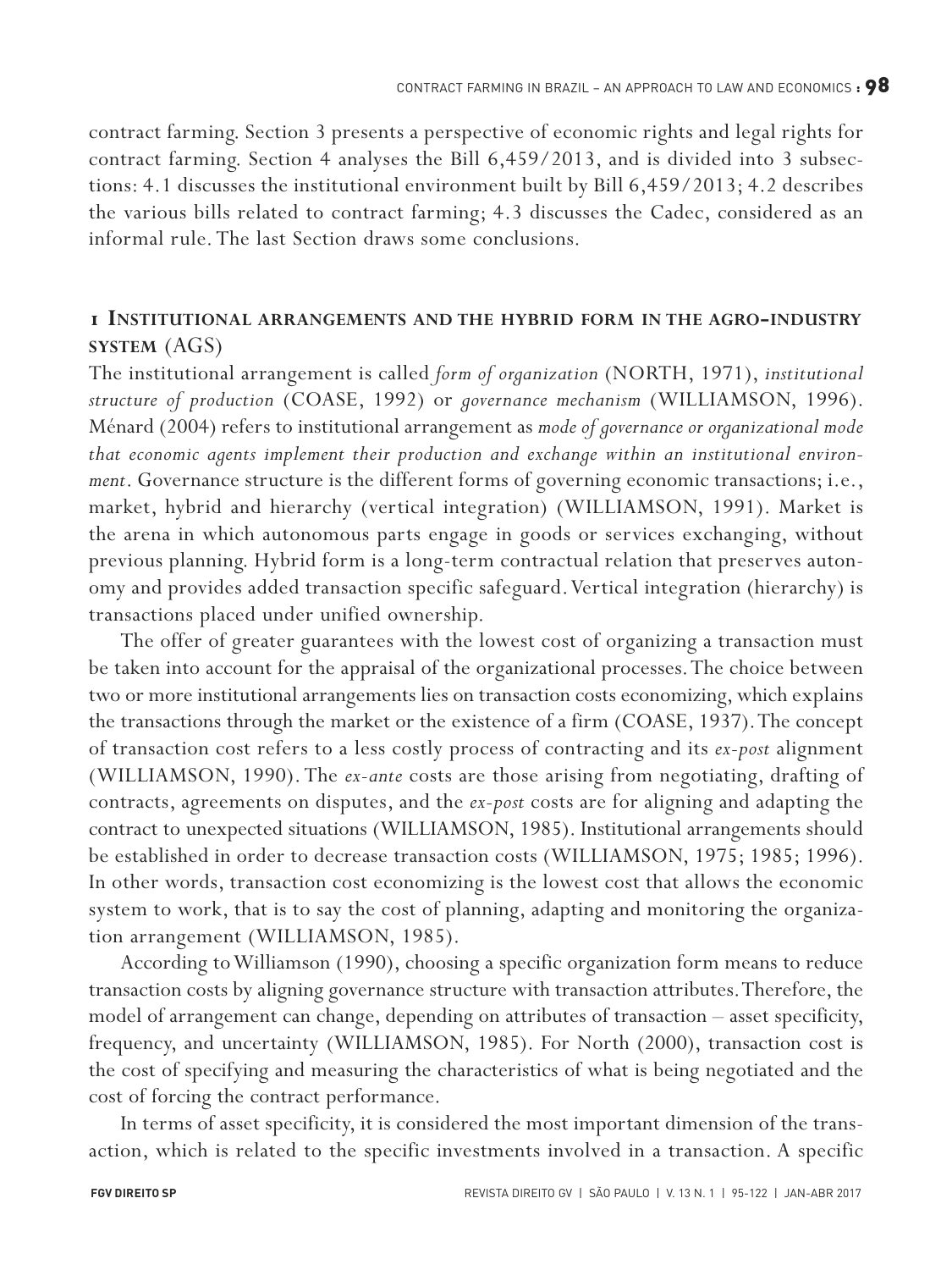contract farming. Section 3 presents a perspective of economic rights and legal rights for contract farming. Section 4 analyses the Bill 6,459/2013, and is divided into 3 subsections: 4.1 discusses the institutional environment built by Bill 6,459/2013; 4.2 describes the various bills related to contract farming; 4.3 discusses the Cadec, considered as an informal rule. The last Section draws some conclusions.

## 1 Institutional arrangements and the hybrid form in the agro-industry system (AGS)

The institutional arrangement is called *form of organization* (NORTH, 1971), *institutional structure of production* (COASE, 1992) or *governance mechanism* (WILLIAMSON, 1996). Ménard (2004) refers to institutional arrangement as *mode of governance or organizational mode that economic agents implement their production and exchange within an institutional environment*. Governance structure is the different forms of governing economic transactions; i.e., market, hybrid and hierarchy (vertical integration) (WILLIAMSON, 1991). Market is the arena in which autonomous parts engage in goods or services exchanging, without previous planning. Hybrid form is a long-term contractual relation that preserves autonomy and provides added transaction specific safeguard. Vertical integration (hierarchy) is transactions placed under unified ownership.

The offer of greater guarantees with the lowest cost of organizing a transaction must be taken into account for the appraisal of the organizational processes. The choice between two or more institutional arrangements lies on transaction costs economizing, which explains the transactions through the market or the existence of a firm (COASE, 1937). The concept of transaction cost refers to a less costly process of contracting and its *ex-post* alignment (WILLIAMSON, 1990). The *ex-ante* costs are those arising from negotiating, drafting of contracts, agreements on disputes, and the *ex-post* costs are for aligning and adapting the contract to unexpected situations (WILLIAMSON, 1985). Institutional arrangements should be established in order to decrease transaction costs (WILLIAMSON, 1975; 1985; 1996). In other words, transaction cost economizing is the lowest cost that allows the economic system to work, that is to say the cost of planning, adapting and monitoring the organization arrangement (WILLIAMSON, 1985).

According to Williamson (1990), choosing a specific organization form means to reduce transaction costs by aligning governance structure with transaction attributes. Therefore, the model of arrangement can change, depending on attributes of transaction – asset specificity, frequency, and uncertainty (WILLIAMSON, 1985). For North (2000), transaction cost is the cost of specifying and measuring the characteristics of what is being negotiated and the cost of forcing the contract performance.

In terms of asset specificity, it is considered the most important dimension of the transaction, which is related to the specific investments involved in a transaction. A specific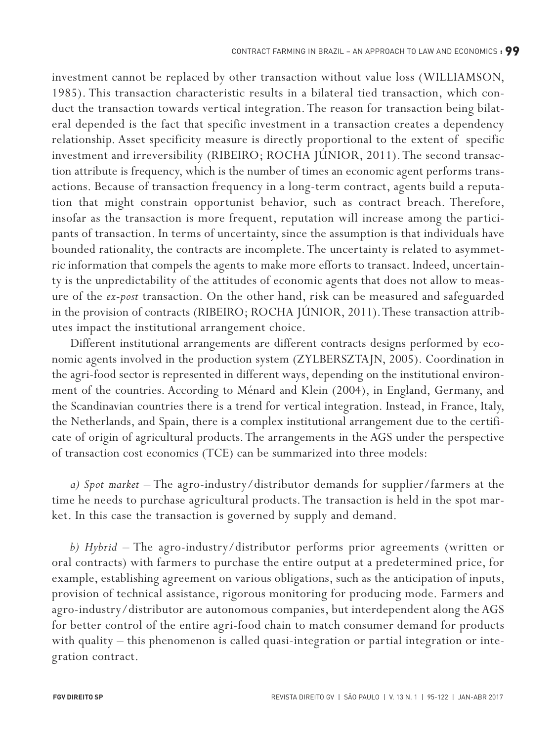investment cannot be replaced by other transaction without value loss (WILLIAMSON, 1985). This transaction characteristic results in a bilateral tied transaction, which conduct the transaction towards vertical integration. The reason for transaction being bilateral depended is the fact that specific investment in a transaction creates a dependency relationship. Asset specificity measure is directly proportional to the extent of specific investment and irreversibility (RIBEIRO; ROCHA JÚNIOR, 2011). The second transaction attribute is frequency, which is the number of times an economic agent performs transactions. Because of transaction frequency in a long-term contract, agents build a reputation that might constrain opportunist behavior, such as contract breach. Therefore, insofar as the transaction is more frequent, reputation will increase among the participants of transaction. In terms of uncertainty, since the assumption is that individuals have bounded rationality, the contracts are incomplete. The uncertainty is related to asymmetric information that compels the agents to make more efforts to transact. Indeed, uncertainty is the unpredictability of the attitudes of economic agents that does not allow to measure of the *ex-post* transaction. On the other hand, risk can be measured and safeguarded in the provision of contracts (RIBEIRO; ROCHA JÚNIOR, 2011). These transaction attributes impact the institutional arrangement choice.

Different institutional arrangements are different contracts designs performed by economic agents involved in the production system (ZYLBERSZTAJN, 2005). Coordination in the agri-food sector is represented in different ways, depending on the institutional environment of the countries. According to Ménard and Klein (2004), in England, Germany, and the Scandinavian countries there is a trend for vertical integration. Instead, in France, Italy, the Netherlands, and Spain, there is a complex institutional arrangement due to the certificate of origin of agricultural products. The arrangements in the AGS under the perspective of transaction cost economics (TCE) can be summarized into three models:

*a) Spot market* – The agro-industry/distributor demands for supplier/farmers at the time he needs to purchase agricultural products. The transaction is held in the spot market. In this case the transaction is governed by supply and demand.

*b) Hybrid* – The agro-industry/distributor performs prior agreements (written or oral contracts) with farmers to purchase the entire output at a predetermined price, for example, establishing agreement on various obligations, such as the anticipation of inputs, provision of technical assistance, rigorous monitoring for producing mode. Farmers and agro-industry/distributor are autonomous companies, but interdependent along the AGS for better control of the entire agri-food chain to match consumer demand for products with quality – this phenomenon is called quasi-integration or partial integration or integration contract.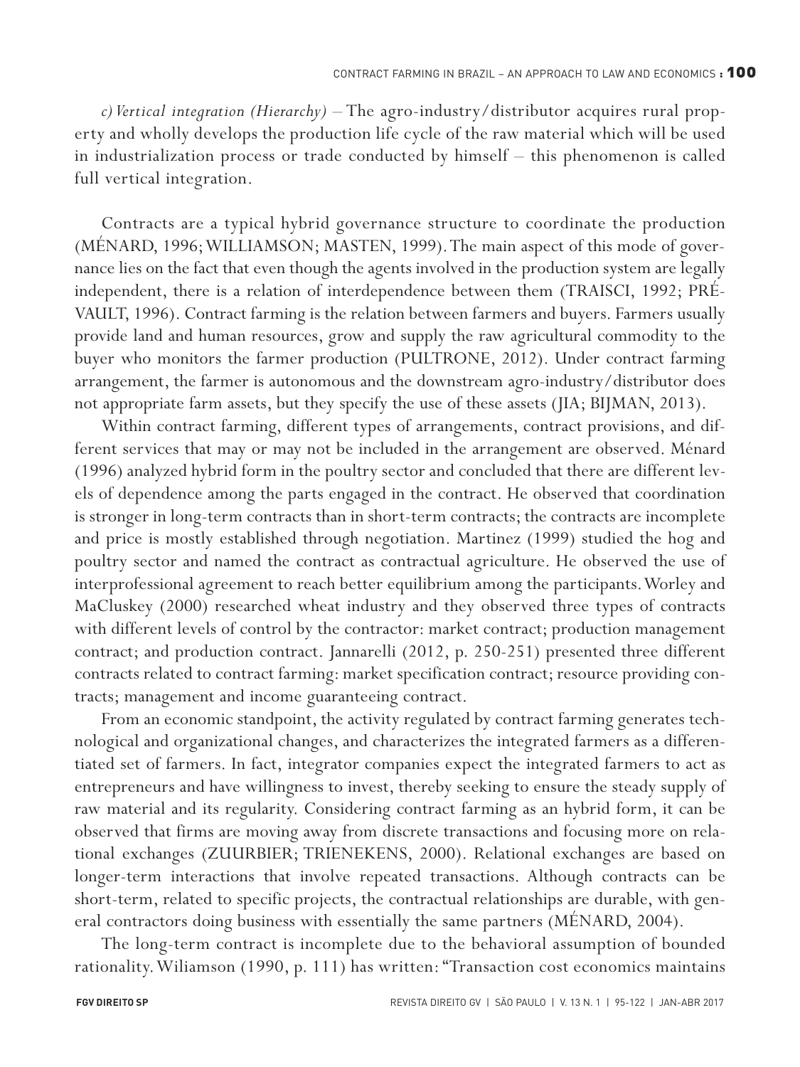*c) Vertical integration (Hierarchy)* – The agro-industry/distributor acquires rural property and wholly develops the production life cycle of the raw material which will be used in industrialization process or trade conducted by himself – this phenomenon is called full vertical integration.

Contracts are a typical hybrid governance structure to coordinate the production (MÉNARD, 1996; WILLIAMSON; MASTEN, 1999). The main aspect of this mode of governance lies on the fact that even though the agents involved in the production system are legally independent, there is a relation of interdependence between them (TRAISCI, 1992; PRÉVAULT, 1996). Contract farming is the relation between farmers and buyers. Farmers usually provide land and human resources, grow and supply the raw agricultural commodity to the buyer who monitors the farmer production (PULTRONE, 2012). Under contract farming arrangement, the farmer is autonomous and the downstream agro-industry/distributor does not appropriate farm assets, but they specify the use of these assets (JIA; BIJMAN, 2013).

Within contract farming, different types of arrangements, contract provisions, and different services that may or may not be included in the arrangement are observed. Ménard (1996) analyzed hybrid form in the poultry sector and concluded that there are different levels of dependence among the parts engaged in the contract. He observed that coordination is stronger in long-term contracts than in short-term contracts; the contracts are incomplete and price is mostly established through negotiation. Martinez (1999) studied the hog and poultry sector and named the contract as contractual agriculture. He observed the use of interprofessional agreement to reach better equilibrium among the participants. Worley and MaCluskey (2000) researched wheat industry and they observed three types of contracts with different levels of control by the contractor: market contract; production management contract; and production contract. Jannarelli (2012, p. 250-251) presented three different contracts related to contract farming: market specification contract; resource providing contracts; management and income guaranteeing contract.

From an economic standpoint, the activity regulated by contract farming generates technological and organizational changes, and characterizes the integrated farmers as a differentiated set of farmers. In fact, integrator companies expect the integrated farmers to act as entrepreneurs and have willingness to invest, thereby seeking to ensure the steady supply of raw material and its regularity. Considering contract farming as an hybrid form, it can be observed that firms are moving away from discrete transactions and focusing more on relational exchanges (ZUURBIER; TRIENEKENS, 2000). Relational exchanges are based on longer-term interactions that involve repeated transactions. Although contracts can be short-term, related to specific projects, the contractual relationships are durable, with general contractors doing business with essentially the same partners (MÉNARD, 2004).

The long-term contract is incomplete due to the behavioral assumption of bounded rationality. Wiliamson (1990, p. 111) has written: "Transaction cost economics maintains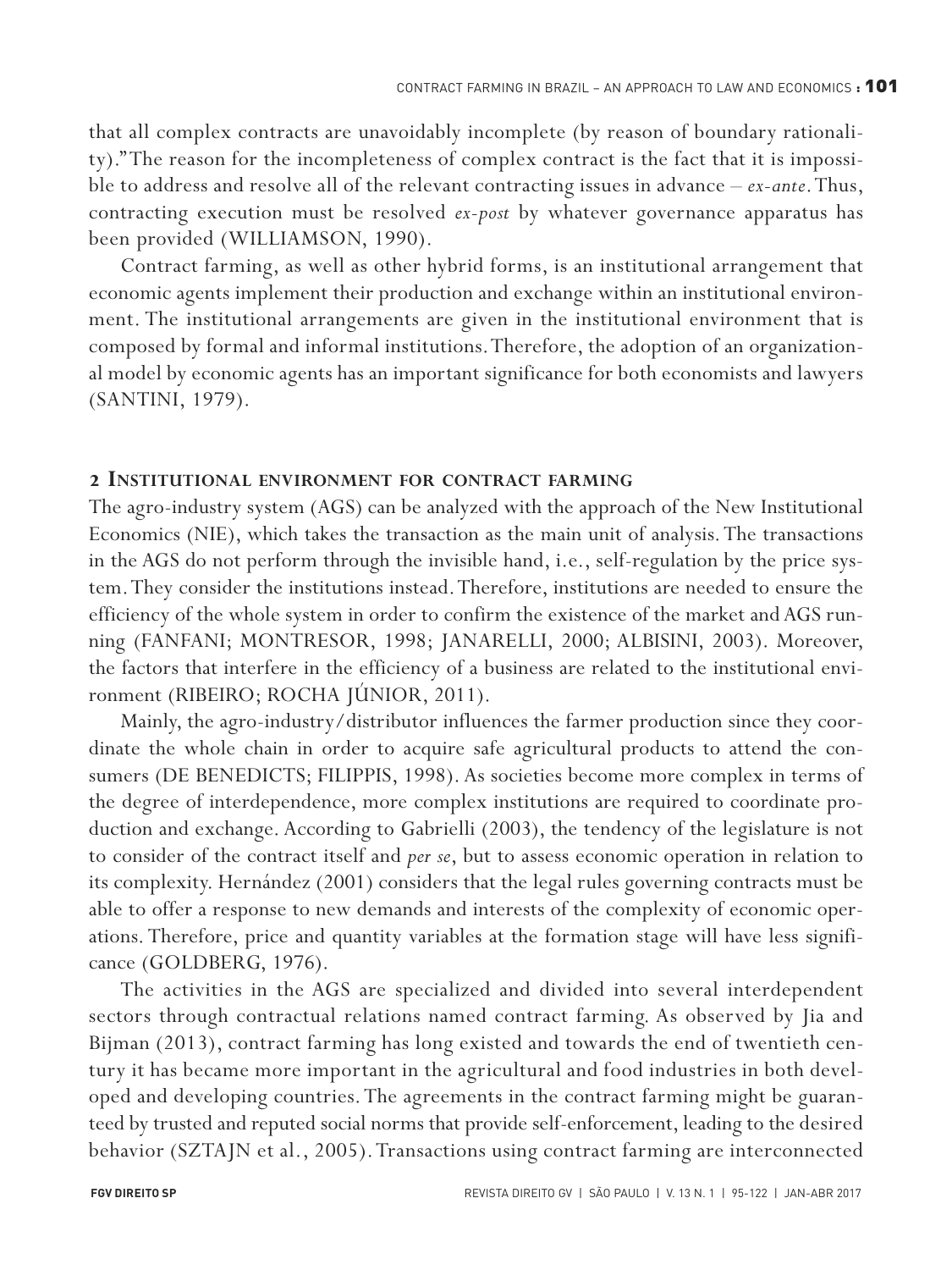that all complex contracts are unavoidably incomplete (by reason of boundary rationality)." The reason for the incompleteness of complex contract is the fact that it is impossible to address and resolve all of the relevant contracting issues in advance – *ex-ante*. Thus, contracting execution must be resolved *ex-post* by whatever governance apparatus has been provided (WILLIAMSON, 1990).

Contract farming, as well as other hybrid forms, is an institutional arrangement that economic agents implement their production and exchange within an institutional environment. The institutional arrangements are given in the institutional environment that is composed by formal and informal institutions. Therefore, the adoption of an organizational model by economic agents has an important significance for both economists and lawyers (SANTINI, 1979).

## 2 Institutional environment for contract farming

The agro-industry system (AGS) can be analyzed with the approach of the New Institutional Economics (NIE), which takes the transaction as the main unit of analysis. The transactions in the AGS do not perform through the invisible hand, i.e., self-regulation by the price system. They consider the institutions instead. Therefore, institutions are needed to ensure the efficiency of the whole system in order to confirm the existence of the market and AGS running (FANFANI; MONTRESOR, 1998; JANARELLI, 2000; ALBISINI, 2003). Moreover, the factors that interfere in the efficiency of a business are related to the institutional environment (RIBEIRO; ROCHA JÚNIOR, 2011).

Mainly, the agro-industry/distributor influences the farmer production since they coordinate the whole chain in order to acquire safe agricultural products to attend the consumers (DE BENEDICTS; FILIPPIS, 1998). As societies become more complex in terms of the degree of interdependence, more complex institutions are required to coordinate production and exchange. According to Gabrielli (2003), the tendency of the legislature is not to consider of the contract itself and *per se*, but to assess economic operation in relation to its complexity. Hernández (2001) considers that the legal rules governing contracts must be able to offer a response to new demands and interests of the complexity of economic operations. Therefore, price and quantity variables at the formation stage will have less significance (GOLDBERG, 1976).

The activities in the AGS are specialized and divided into several interdependent sectors through contractual relations named contract farming. As observed by Jia and Bijman (2013), contract farming has long existed and towards the end of twentieth century it has became more important in the agricultural and food industries in both developed and developing countries. The agreements in the contract farming might be guaranteed by trusted and reputed social norms that provide self-enforcement, leading to the desired behavior (SZTAJN et al., 2005). Transactions using contract farming are interconnected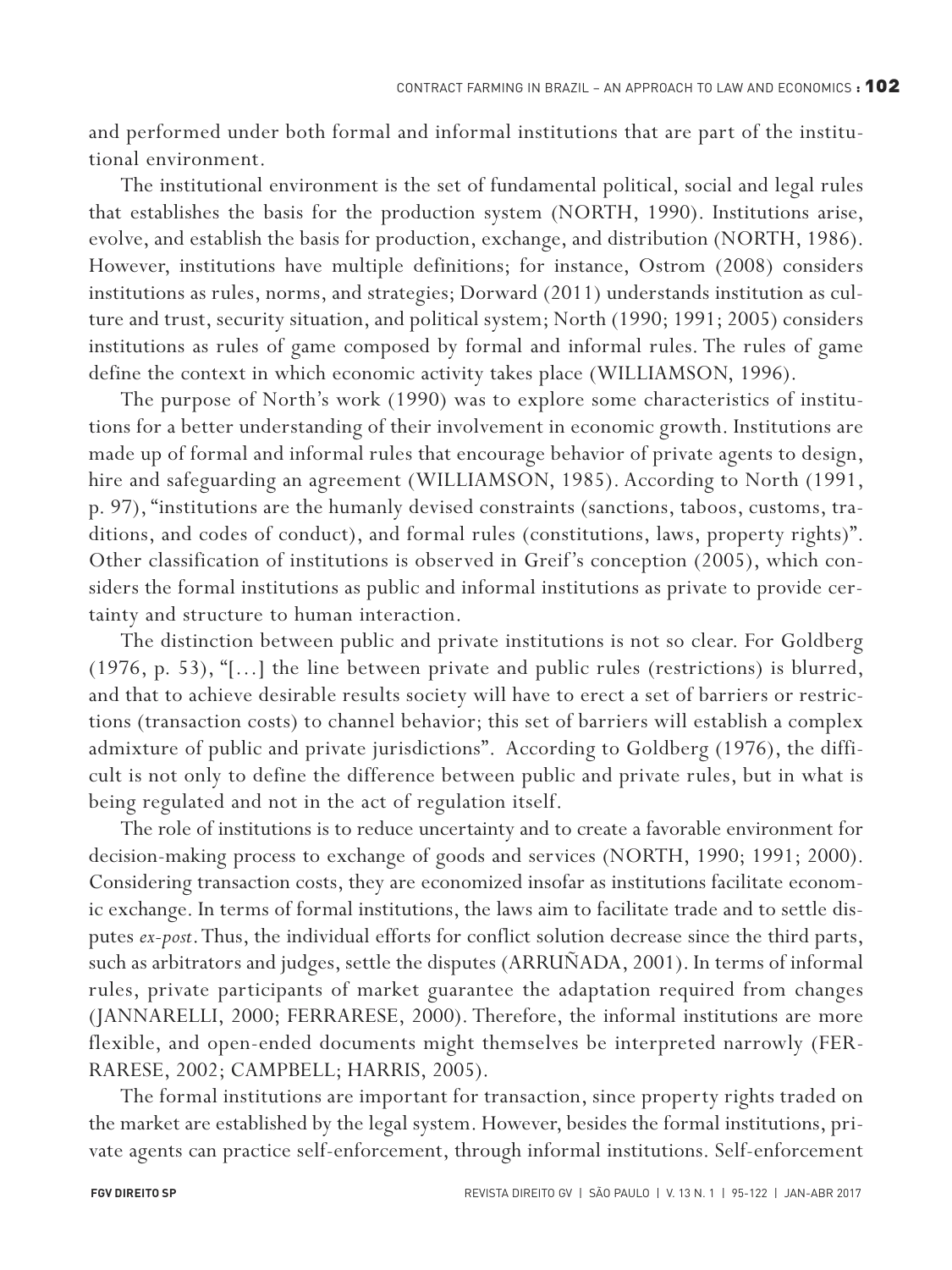and performed under both formal and informal institutions that are part of the institutional environment.

The institutional environment is the set of fundamental political, social and legal rules that establishes the basis for the production system (NORTH, 1990). Institutions arise, evolve, and establish the basis for production, exchange, and distribution (NORTH, 1986). However, institutions have multiple definitions; for instance, Ostrom (2008) considers institutions as rules, norms, and strategies; Dorward (2011) understands institution as culture and trust, security situation, and political system; North (1990; 1991; 2005) considers institutions as rules of game composed by formal and informal rules. The rules of game define the context in which economic activity takes place (WILLIAMSON, 1996).

The purpose of North's work (1990) was to explore some characteristics of institutions for a better understanding of their involvement in economic growth. Institutions are made up of formal and informal rules that encourage behavior of private agents to design, hire and safeguarding an agreement (WILLIAMSON, 1985). According to North (1991, p. 97), "institutions are the humanly devised constraints (sanctions, taboos, customs, traditions, and codes of conduct), and formal rules (constitutions, laws, property rights)". Other classification of institutions is observed in Greif's conception (2005), which considers the formal institutions as public and informal institutions as private to provide certainty and structure to human interaction.

The distinction between public and private institutions is not so clear. For Goldberg (1976, p. 53), "[...] the line between private and public rules (restrictions) is blurred, and that to achieve desirable results society will have to erect a set of barriers or restrictions (transaction costs) to channel behavior; this set of barriers will establish a complex admixture of public and private jurisdictions". According to Goldberg (1976), the difficult is not only to define the difference between public and private rules, but in what is being regulated and not in the act of regulation itself.

The role of institutions is to reduce uncertainty and to create a favorable environment for decision-making process to exchange of goods and services (NORTH, 1990; 1991; 2000). Considering transaction costs, they are economized insofar as institutions facilitate economic exchange. In terms of formal institutions, the laws aim to facilitate trade and to settle disputes *ex-post*. Thus, the individual efforts for conflict solution decrease since the third parts, such as arbitrators and judges, settle the disputes (ARRUÑADA, 2001). In terms of informal rules, private participants of market guarantee the adaptation required from changes (JANNARELLI, 2000; FERRARESE, 2000). Therefore, the informal institutions are more flexible, and open-ended documents might themselves be interpreted narrowly (FERRARESE, 2002; CAMPBELL; HARRIS, 2005).

The formal institutions are important for transaction, since property rights traded on the market are established by the legal system. However, besides the formal institutions, private agents can practice self-enforcement, through informal institutions. Self-enforcement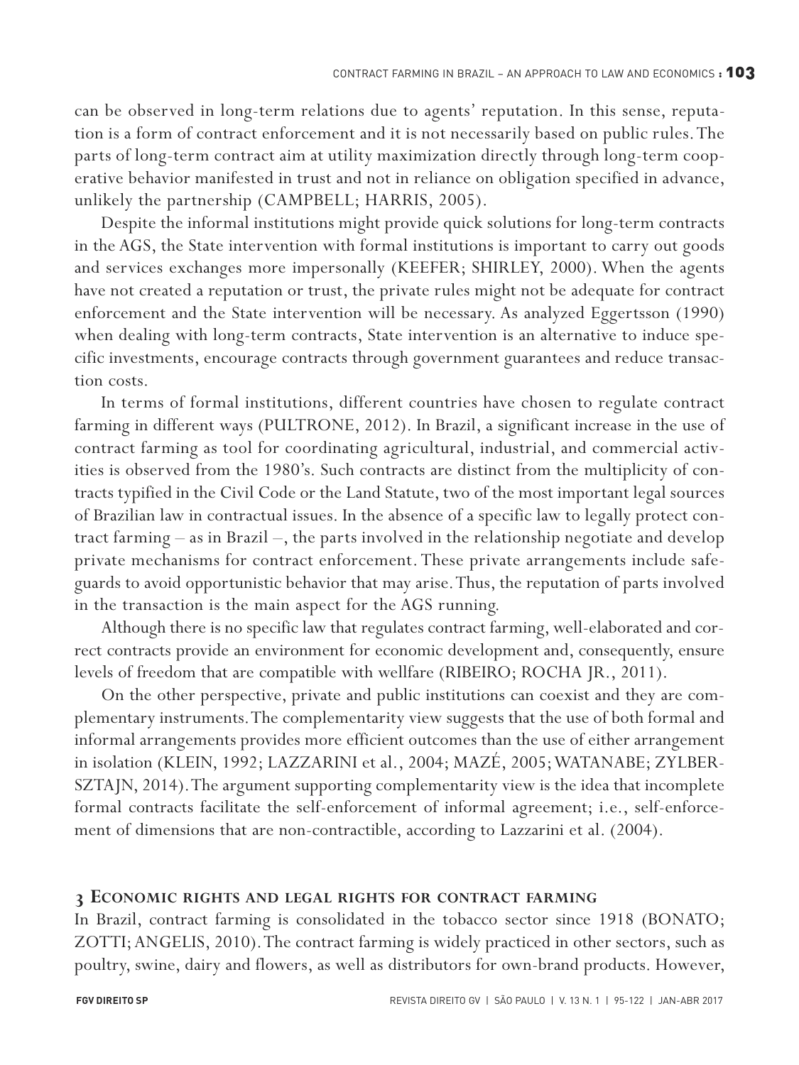can be observed in long-term relations due to agents' reputation. In this sense, reputation is a form of contract enforcement and it is not necessarily based on public rules. The parts of long-term contract aim at utility maximization directly through long-term cooperative behavior manifested in trust and not in reliance on obligation specified in advance, unlikely the partnership (CAMPBELL; HARRIS, 2005).

Despite the informal institutions might provide quick solutions for long-term contracts in the AGS, the State intervention with formal institutions is important to carry out goods and services exchanges more impersonally (KEEFER; SHIRLEY, 2000). When the agents have not created a reputation or trust, the private rules might not be adequate for contract enforcement and the State intervention will be necessary. As analyzed Eggertsson (1990) when dealing with long-term contracts, State intervention is an alternative to induce specific investments, encourage contracts through government guarantees and reduce transaction costs.

In terms of formal institutions, different countries have chosen to regulate contract farming in different ways (PULTRONE, 2012). In Brazil, a significant increase in the use of contract farming as tool for coordinating agricultural, industrial, and commercial activities is observed from the 1980's. Such contracts are distinct from the multiplicity of contracts typified in the Civil Code or the Land Statute, two of the most important legal sources of Brazilian law in contractual issues. In the absence of a specific law to legally protect contract farming – as in Brazil –, the parts involved in the relationship negotiate and develop private mechanisms for contract enforcement. These private arrangements include safeguards to avoid opportunistic behavior that may arise. Thus, the reputation of parts involved in the transaction is the main aspect for the AGS running.

Although there is no specific law that regulates contract farming, well-elaborated and correct contracts provide an environment for economic development and, consequently, ensure levels of freedom that are compatible with wellfare (RIBEIRO; ROCHA JR., 2011).

On the other perspective, private and public institutions can coexist and they are complementary instruments. The complementarity view suggests that the use of both formal and informal arrangements provides more efficient outcomes than the use of either arrangement in isolation (KLEIN, 1992; LAZZARINI et al., 2004; MAZÉ, 2005; WATANABE; ZYLBERSZTAJN, 2014). The argument supporting complementarity view is the idea that incomplete formal contracts facilitate the self-enforcement of informal agreement; i.e., self-enforcement of dimensions that are non-contractible, according to Lazzarini et al. (2004).

## 3 Economic rights and legal rights for contract farming

In Brazil, contract farming is consolidated in the tobacco sector since 1918 (BONATO; ZOTTI; ANGELIS, 2010). The contract farming is widely practiced in other sectors, such as poultry, swine, dairy and flowers, as well as distributors for own-brand products. However,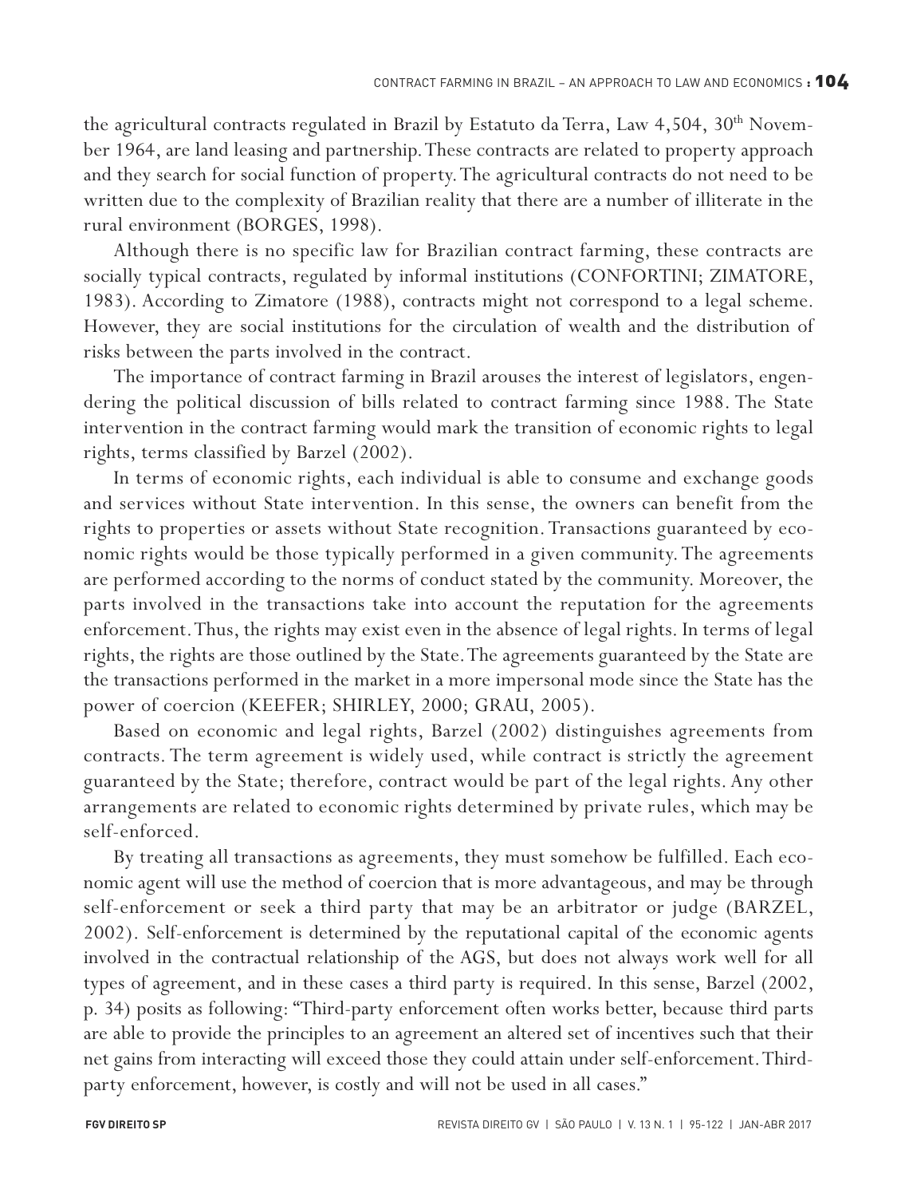the agricultural contracts regulated in Brazil by Estatuto da Terra, Law 4,504, 30th November 1964, are land leasing and partnership. These contracts are related to property approach and they search for social function of property. The agricultural contracts do not need to be written due to the complexity of Brazilian reality that there are a number of illiterate in the rural environment (BORGES, 1998).

Although there is no specific law for Brazilian contract farming, these contracts are socially typical contracts, regulated by informal institutions (CONFORTINI; ZIMATORE, 1983). According to Zimatore (1988), contracts might not correspond to a legal scheme. However, they are social institutions for the circulation of wealth and the distribution of risks between the parts involved in the contract.

The importance of contract farming in Brazil arouses the interest of legislators, engendering the political discussion of bills related to contract farming since 1988. The State intervention in the contract farming would mark the transition of economic rights to legal rights, terms classified by Barzel (2002).

In terms of economic rights, each individual is able to consume and exchange goods and services without State intervention. In this sense, the owners can benefit from the rights to properties or assets without State recognition. Transactions guaranteed by economic rights would be those typically performed in a given community. The agreements are performed according to the norms of conduct stated by the community. Moreover, the parts involved in the transactions take into account the reputation for the agreements enforcement. Thus, the rights may exist even in the absence of legal rights. In terms of legal rights, the rights are those outlined by the State. The agreements guaranteed by the State are the transactions performed in the market in a more impersonal mode since the State has the power of coercion (KEEFER; SHIRLEY, 2000; GRAU, 2005).

Based on economic and legal rights, Barzel (2002) distinguishes agreements from contracts. The term agreement is widely used, while contract is strictly the agreement guaranteed by the State; therefore, contract would be part of the legal rights. Any other arrangements are related to economic rights determined by private rules, which may be self-enforced.

By treating all transactions as agreements, they must somehow be fulfilled. Each economic agent will use the method of coercion that is more advantageous, and may be through self-enforcement or seek a third party that may be an arbitrator or judge (BARZEL, 2002). Self-enforcement is determined by the reputational capital of the economic agents involved in the contractual relationship of the AGS, but does not always work well for all types of agreement, and in these cases a third party is required. In this sense, Barzel (2002, p. 34) posits as following: "Third-party enforcement often works better, because third parts are able to provide the principles to an agreement an altered set of incentives such that their net gains from interacting will exceed those they could attain under self-enforcement. Third-party enforcement, however, is costly and will not be used in all cases."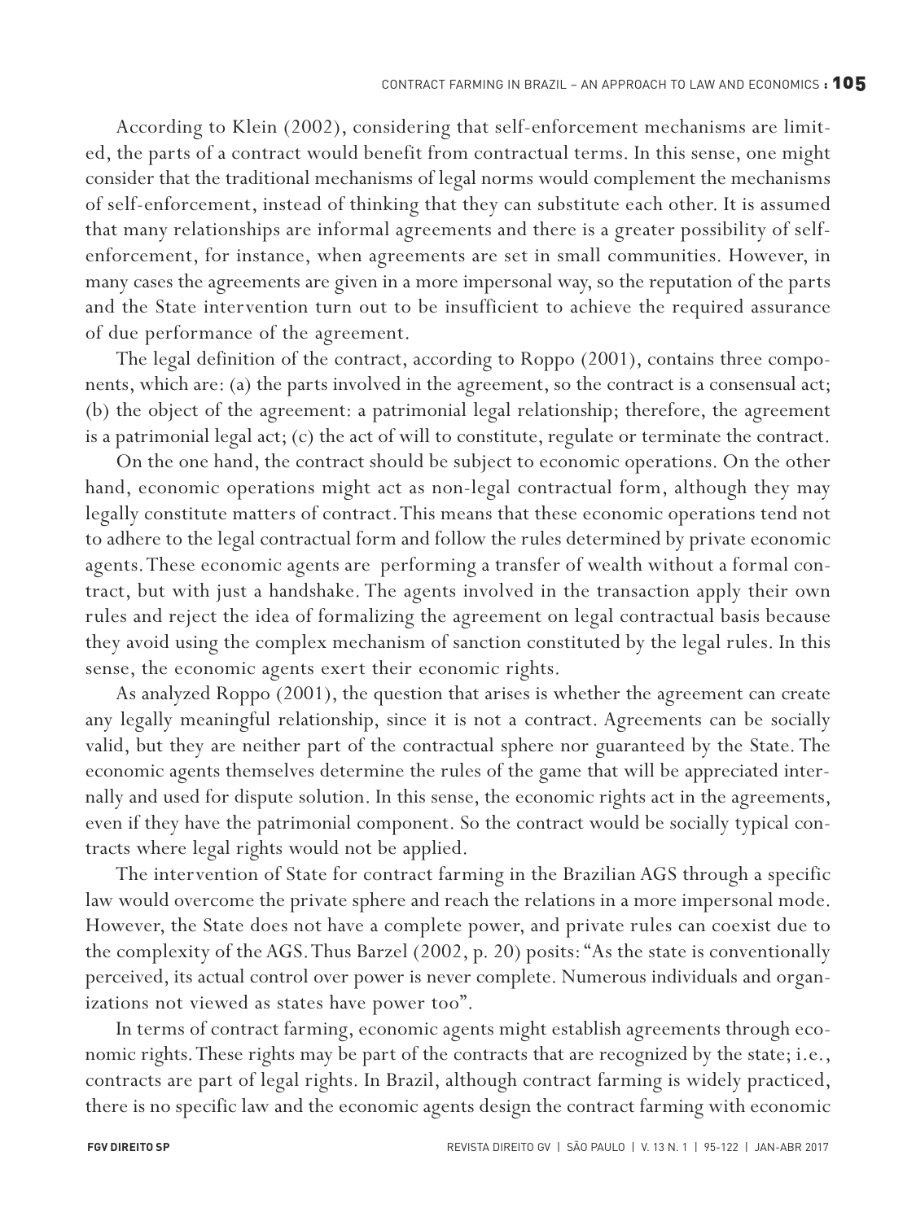According to Klein (2002), considering that self-enforcement mechanisms are limited, the parts of a contract would benefit from contractual terms. In this sense, one might consider that the traditional mechanisms of legal norms would complement the mechanisms of self-enforcement, instead of thinking that they can substitute each other. It is assumed that many relationships are informal agreements and there is a greater possibility of self-enforcement, for instance, when agreements are set in small communities. However, in many cases the agreements are given in a more impersonal way, so the reputation of the parts and the State intervention turn out to be insufficient to achieve the required assurance of due performance of the agreement.

The legal definition of the contract, according to Roppo (2001), contains three components, which are: (a) the parts involved in the agreement, so the contract is a consensual act; (b) the object of the agreement: a patrimonial legal relationship; therefore, the agreement is a patrimonial legal act; (c) the act of will to constitute, regulate or terminate the contract.

On the one hand, the contract should be subject to economic operations. On the other hand, economic operations might act as non-legal contractual form, although they may legally constitute matters of contract. This means that these economic operations tend not to adhere to the legal contractual form and follow the rules determined by private economic agents. These economic agents are performing a transfer of wealth without a formal contract, but with just a handshake. The agents involved in the transaction apply their own rules and reject the idea of formalizing the agreement on legal contractual basis because they avoid using the complex mechanism of sanction constituted by the legal rules. In this sense, the economic agents exert their economic rights.

As analyzed Roppo (2001), the question that arises is whether the agreement can create any legally meaningful relationship, since it is not a contract. Agreements can be socially valid, but they are neither part of the contractual sphere nor guaranteed by the State. The economic agents themselves determine the rules of the game that will be appreciated internally and used for dispute solution. In this sense, the economic rights act in the agreements, even if they have the patrimonial component. So the contract would be socially typical contracts where legal rights would not be applied.

The intervention of State for contract farming in the Brazilian AGS through a specific law would overcome the private sphere and reach the relations in a more impersonal mode. However, the State does not have a complete power, and private rules can coexist due to the complexity of the AGS. Thus Barzel (2002, p. 20) posits: "As the state is conventionally perceived, its actual control over power is never complete. Numerous individuals and organizations not viewed as states have power too".

In terms of contract farming, economic agents might establish agreements through economic rights. These rights may be part of the contracts that are recognized by the state; i.e., contracts are part of legal rights. In Brazil, although contract farming is widely practiced, there is no specific law and the economic agents design the contract farming with economic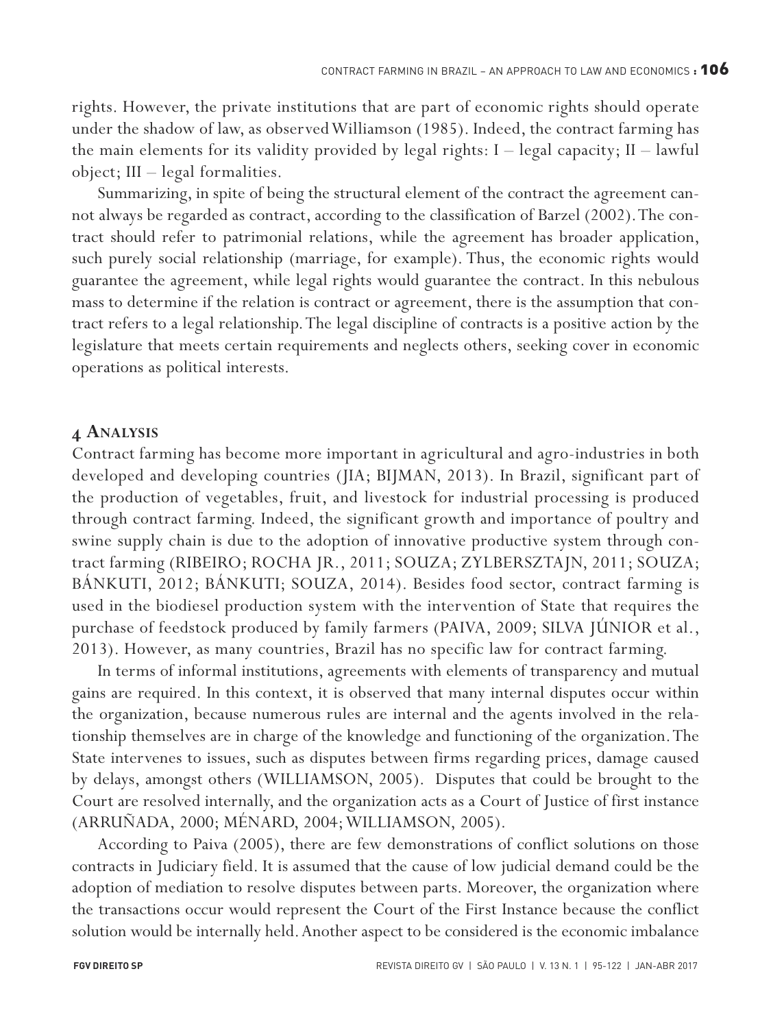rights. However, the private institutions that are part of economic rights should operate under the shadow of law, as observed Williamson (1985). Indeed, the contract farming has the main elements for its validity provided by legal rights: I – legal capacity; II – lawful object; III – legal formalities.

Summarizing, in spite of being the structural element of the contract the agreement cannot always be regarded as contract, according to the classification of Barzel (2002). The contract should refer to patrimonial relations, while the agreement has broader application, such purely social relationship (marriage, for example). Thus, the economic rights would guarantee the agreement, while legal rights would guarantee the contract. In this nebulous mass to determine if the relation is contract or agreement, there is the assumption that contract refers to a legal relationship. The legal discipline of contracts is a positive action by the legislature that meets certain requirements and neglects others, seeking cover in economic operations as political interests.

## 4 Analysis

Contract farming has become more important in agricultural and agro-industries in both developed and developing countries (JIA; BIJMAN, 2013). In Brazil, significant part of the production of vegetables, fruit, and livestock for industrial processing is produced through contract farming. Indeed, the significant growth and importance of poultry and swine supply chain is due to the adoption of innovative productive system through contract farming (RIBEIRO; ROCHA JR., 2011; SOUZA; ZYLBERSZTAJN, 2011; SOUZA; BÁNKUTI, 2012; BÁNKUTI; SOUZA, 2014). Besides food sector, contract farming is used in the biodiesel production system with the intervention of State that requires the purchase of feedstock produced by family farmers (PAIVA, 2009; SILVA JÚNIOR et al., 2013). However, as many countries, Brazil has no specific law for contract farming.

In terms of informal institutions, agreements with elements of transparency and mutual gains are required. In this context, it is observed that many internal disputes occur within the organization, because numerous rules are internal and the agents involved in the relationship themselves are in charge of the knowledge and functioning of the organization. The State intervenes to issues, such as disputes between firms regarding prices, damage caused by delays, amongst others (WILLIAMSON, 2005). Disputes that could be brought to the Court are resolved internally, and the organization acts as a Court of Justice of first instance (ARRUÑADA, 2000; MÉNARD, 2004; WILLIAMSON, 2005).

According to Paiva (2005), there are few demonstrations of conflict solutions on those contracts in Judiciary field. It is assumed that the cause of low judicial demand could be the adoption of mediation to resolve disputes between parts. Moreover, the organization where the transactions occur would represent the Court of the First Instance because the conflict solution would be internally held. Another aspect to be considered is the economic imbalance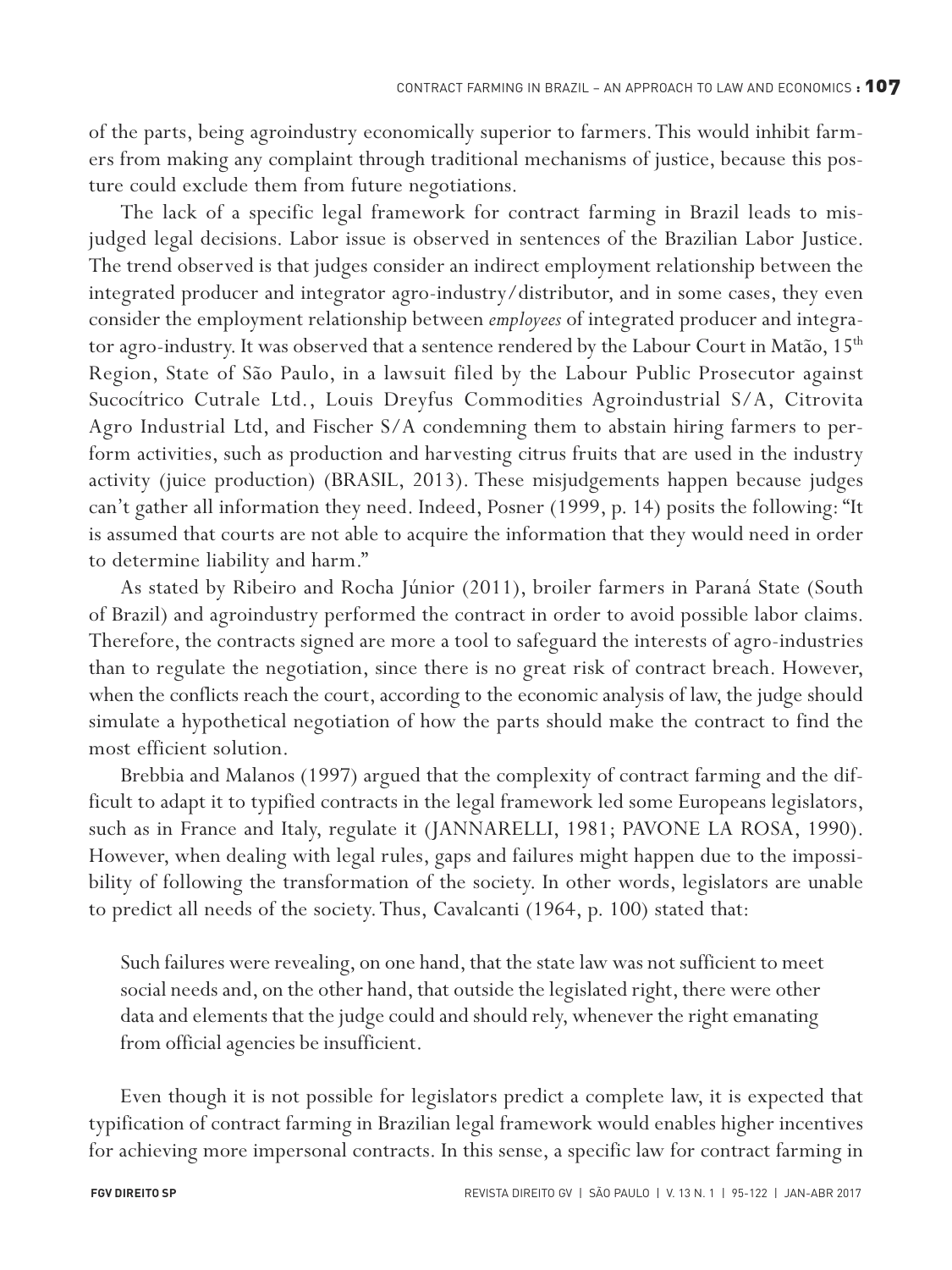of the parts, being agroindustry economically superior to farmers. This would inhibit farmers from making any complaint through traditional mechanisms of justice, because this posture could exclude them from future negotiations.

The lack of a specific legal framework for contract farming in Brazil leads to misjudged legal decisions. Labor issue is observed in sentences of the Brazilian Labor Justice. The trend observed is that judges consider an indirect employment relationship between the integrated producer and integrator agro-industry/distributor, and in some cases, they even consider the employment relationship between *employees* of integrated producer and integrator agro-industry. It was observed that a sentence rendered by the Labour Court in Matão, 15th Region, State of São Paulo, in a lawsuit filed by the Labour Public Prosecutor against Sucocítrico Cutrale Ltd., Louis Dreyfus Commodities Agroindustrial S/A, Citrovita Agro Industrial Ltd, and Fischer S/A condemning them to abstain hiring farmers to perform activities, such as production and harvesting citrus fruits that are used in the industry activity (juice production) (BRASIL, 2013). These misjudgements happen because judges can't gather all information they need. Indeed, Posner (1999, p. 14) posits the following: "It is assumed that courts are not able to acquire the information that they would need in order to determine liability and harm."

As stated by Ribeiro and Rocha Júnior (2011), broiler farmers in Paraná State (South of Brazil) and agroindustry performed the contract in order to avoid possible labor claims. Therefore, the contracts signed are more a tool to safeguard the interests of agro-industries than to regulate the negotiation, since there is no great risk of contract breach. However, when the conflicts reach the court, according to the economic analysis of law, the judge should simulate a hypothetical negotiation of how the parts should make the contract to find the most efficient solution.

Brebbia and Malanos (1997) argued that the complexity of contract farming and the difficult to adapt it to typified contracts in the legal framework led some Europeans legislators, such as in France and Italy, regulate it (JANNARELLI, 1981; PAVONE LA ROSA, 1990). However, when dealing with legal rules, gaps and failures might happen due to the impossibility of following the transformation of the society. In other words, legislators are unable to predict all needs of the society. Thus, Cavalcanti (1964, p. 100) stated that:

> Such failures were revealing, on one hand, that the state law was not sufficient to meet social needs and, on the other hand, that outside the legislated right, there were other data and elements that the judge could and should rely, whenever the right emanating from official agencies be insufficient.

Even though it is not possible for legislators predict a complete law, it is expected that typification of contract farming in Brazilian legal framework would enables higher incentives for achieving more impersonal contracts. In this sense, a specific law for contract farming in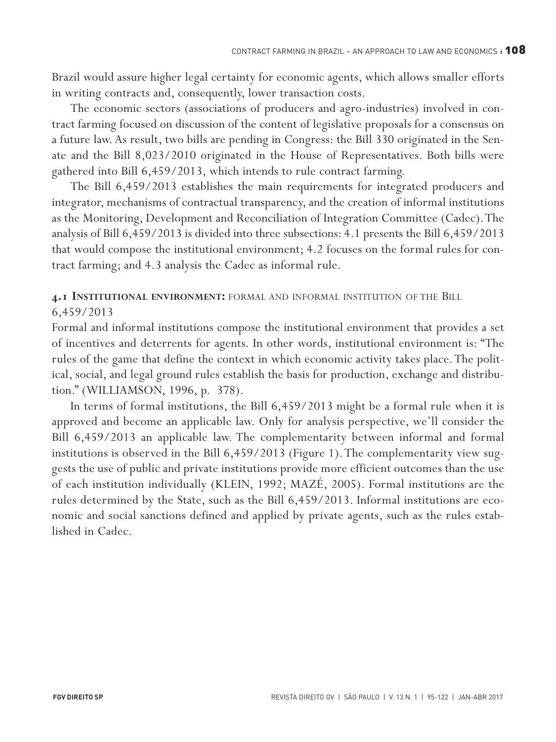Brazil would assure higher legal certainty for economic agents, which allows smaller efforts in writing contracts and, consequently, lower transaction costs.

The economic sectors (associations of producers and agro-industries) involved in contract farming focused on discussion of the content of legislative proposals for a consensus on a future law. As result, two bills are pending in Congress: the Bill 330 originated in the Senate and the Bill 8,023/2010 originated in the House of Representatives. Both bills were gathered into Bill 6,459/2013, which intends to rule contract farming.

The Bill 6,459/2013 establishes the main requirements for integrated producers and integrator, mechanisms of contractual transparency, and the creation of informal institutions as the Monitoring, Development and Reconciliation of Integration Committee (Cadec). The analysis of Bill 6,459/2013 is divided into three subsections: 4.1 presents the Bill 6,459/2013 that would compose the institutional environment; 4.2 focuses on the formal rules for contract farming; and 4.3 analysis the Cadec as informal rule.

### 4.1 Institutional environment: formal and informal institution of the Bill 6,459/2013

Formal and informal institutions compose the institutional environment that provides a set of incentives and deterrents for agents. In other words, institutional environment is: "The rules of the game that define the context in which economic activity takes place. The political, social, and legal ground rules establish the basis for production, exchange and distribution." (WILLIAMSON, 1996, p. 378).

In terms of formal institutions, the Bill 6,459/2013 might be a formal rule when it is approved and become an applicable law. Only for analysis perspective, we'll consider the Bill 6,459/2013 an applicable law. The complementarity between informal and formal institutions is observed in the Bill 6,459/2013 (Figure 1). The complementarity view suggests the use of public and private institutions provide more efficient outcomes than the use of each institution individually (KLEIN, 1992; MAZÉ, 2005). Formal institutions are the rules determined by the State, such as the Bill 6,459/2013. Informal institutions are economic and social sanctions defined and applied by private agents, such as the rules established in Cadec.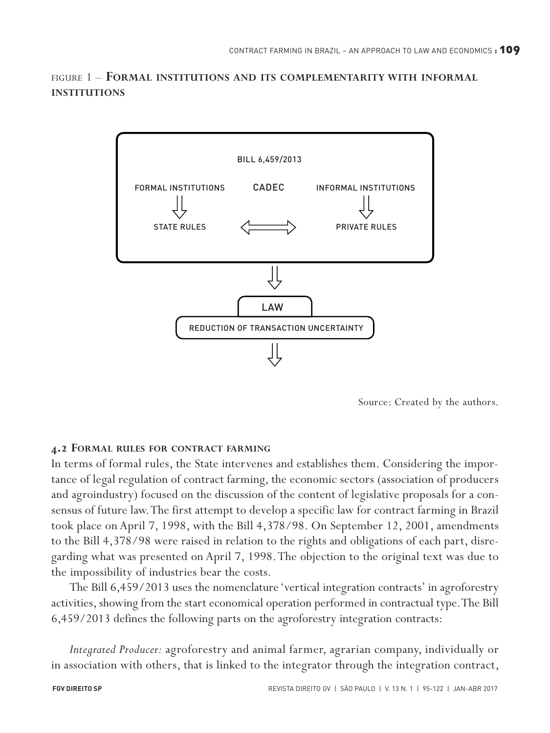FIGURE 1 – **FORMAL INSTITUTIONS AND ITS COMPLEMENTARITY WITH INFORMAL INSTITUTIONS**

BILL 6,459/2013

FORMAL INSTITUTIONS → STATE RULES

CADEC

INFORMAL INSTITUTIONS → PRIVATE RULES

STATE RULES ⟺ PRIVATE RULES

LAW

REDUCTION OF TRANSACTION UNCERTAINTY

Source: Created by the authors.

### 4.2 Formal rules for contract farming

In terms of formal rules, the State intervenes and establishes them. Considering the importance of legal regulation of contract farming, the economic sectors (association of producers and agroindustry) focused on the discussion of the content of legislative proposals for a consensus of future law. The first attempt to develop a specific law for contract farming in Brazil took place on April 7, 1998, with the Bill 4,378/98. On September 12, 2001, amendments to the Bill 4,378/98 were raised in relation to the rights and obligations of each part, disregarding what was presented on April 7, 1998. The objection to the original text was due to the impossibility of industries bear the costs.

The Bill 6,459/2013 uses the nomenclature 'vertical integration contracts' in agroforestry activities, showing from the start economical operation performed in contractual type. The Bill 6,459/2013 defines the following parts on the agroforestry integration contracts:

*Integrated Producer:* agroforestry and animal farmer, agrarian company, individually or in association with others, that is linked to the integrator through the integration contract,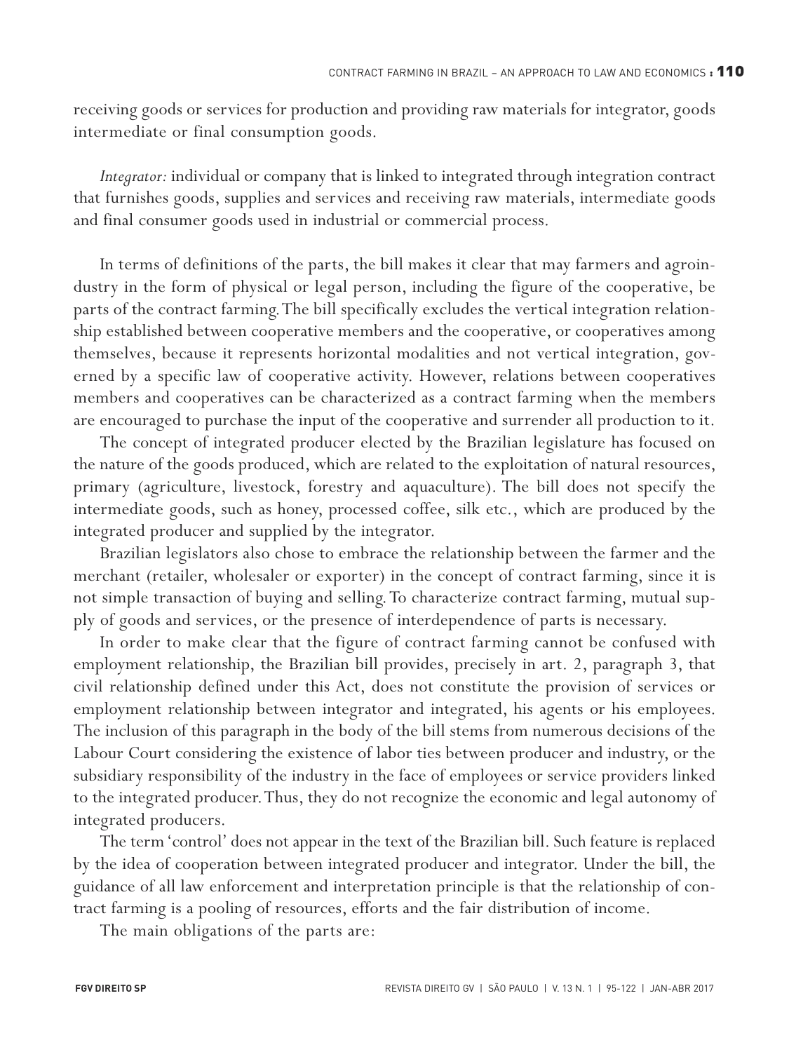receiving goods or services for production and providing raw materials for integrator, goods intermediate or final consumption goods.

*Integrator:* individual or company that is linked to integrated through integration contract that furnishes goods, supplies and services and receiving raw materials, intermediate goods and final consumer goods used in industrial or commercial process.

In terms of definitions of the parts, the bill makes it clear that may farmers and agroindustry in the form of physical or legal person, including the figure of the cooperative, be parts of the contract farming. The bill specifically excludes the vertical integration relationship established between cooperative members and the cooperative, or cooperatives among themselves, because it represents horizontal modalities and not vertical integration, governed by a specific law of cooperative activity. However, relations between cooperatives members and cooperatives can be characterized as a contract farming when the members are encouraged to purchase the input of the cooperative and surrender all production to it.

The concept of integrated producer elected by the Brazilian legislature has focused on the nature of the goods produced, which are related to the exploitation of natural resources, primary (agriculture, livestock, forestry and aquaculture). The bill does not specify the intermediate goods, such as honey, processed coffee, silk etc., which are produced by the integrated producer and supplied by the integrator.

Brazilian legislators also chose to embrace the relationship between the farmer and the merchant (retailer, wholesaler or exporter) in the concept of contract farming, since it is not simple transaction of buying and selling. To characterize contract farming, mutual supply of goods and services, or the presence of interdependence of parts is necessary.

In order to make clear that the figure of contract farming cannot be confused with employment relationship, the Brazilian bill provides, precisely in art. 2, paragraph 3, that civil relationship defined under this Act, does not constitute the provision of services or employment relationship between integrator and integrated, his agents or his employees. The inclusion of this paragraph in the body of the bill stems from numerous decisions of the Labour Court considering the existence of labor ties between producer and industry, or the subsidiary responsibility of the industry in the face of employees or service providers linked to the integrated producer. Thus, they do not recognize the economic and legal autonomy of integrated producers.

The term 'control' does not appear in the text of the Brazilian bill. Such feature is replaced by the idea of cooperation between integrated producer and integrator. Under the bill, the guidance of all law enforcement and interpretation principle is that the relationship of contract farming is a pooling of resources, efforts and the fair distribution of income.

The main obligations of the parts are: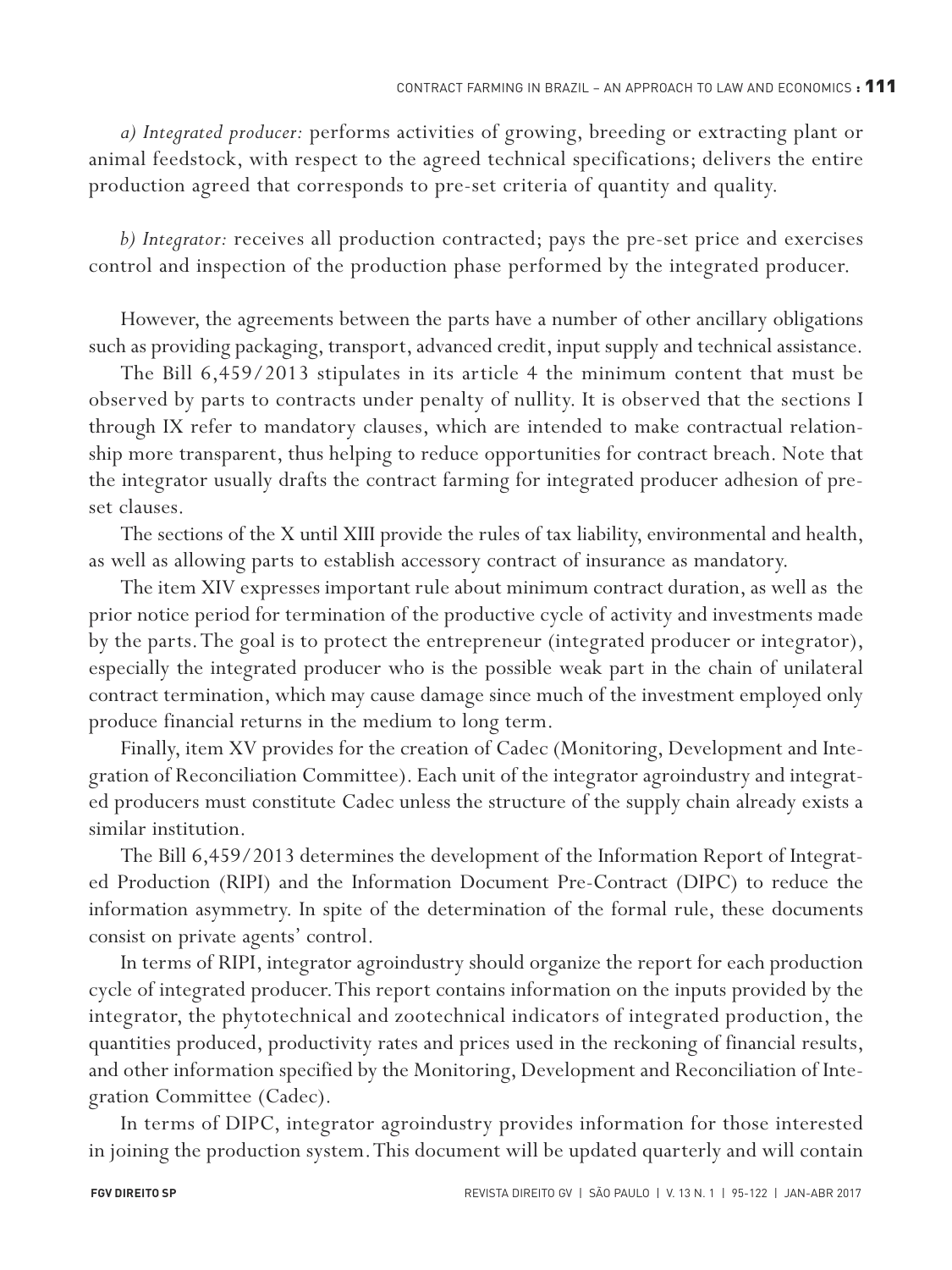*a) Integrated producer:* performs activities of growing, breeding or extracting plant or animal feedstock, with respect to the agreed technical specifications; delivers the entire production agreed that corresponds to pre-set criteria of quantity and quality.

*b) Integrator:* receives all production contracted; pays the pre-set price and exercises control and inspection of the production phase performed by the integrated producer.

However, the agreements between the parts have a number of other ancillary obligations such as providing packaging, transport, advanced credit, input supply and technical assistance.

The Bill 6,459/2013 stipulates in its article 4 the minimum content that must be observed by parts to contracts under penalty of nullity. It is observed that the sections I through IX refer to mandatory clauses, which are intended to make contractual relationship more transparent, thus helping to reduce opportunities for contract breach. Note that the integrator usually drafts the contract farming for integrated producer adhesion of pre-set clauses.

The sections of the X until XIII provide the rules of tax liability, environmental and health, as well as allowing parts to establish accessory contract of insurance as mandatory.

The item XIV expresses important rule about minimum contract duration, as well as the prior notice period for termination of the productive cycle of activity and investments made by the parts. The goal is to protect the entrepreneur (integrated producer or integrator), especially the integrated producer who is the possible weak part in the chain of unilateral contract termination, which may cause damage since much of the investment employed only produce financial returns in the medium to long term.

Finally, item XV provides for the creation of Cadec (Monitoring, Development and Integration of Reconciliation Committee). Each unit of the integrator agroindustry and integrated producers must constitute Cadec unless the structure of the supply chain already exists a similar institution.

The Bill 6,459/2013 determines the development of the Information Report of Integrated Production (RIPI) and the Information Document Pre-Contract (DIPC) to reduce the information asymmetry. In spite of the determination of the formal rule, these documents consist on private agents' control.

In terms of RIPI, integrator agroindustry should organize the report for each production cycle of integrated producer. This report contains information on the inputs provided by the integrator, the phytotechnical and zootechnical indicators of integrated production, the quantities produced, productivity rates and prices used in the reckoning of financial results, and other information specified by the Monitoring, Development and Reconciliation of Integration Committee (Cadec).

In terms of DIPC, integrator agroindustry provides information for those interested in joining the production system. This document will be updated quarterly and will contain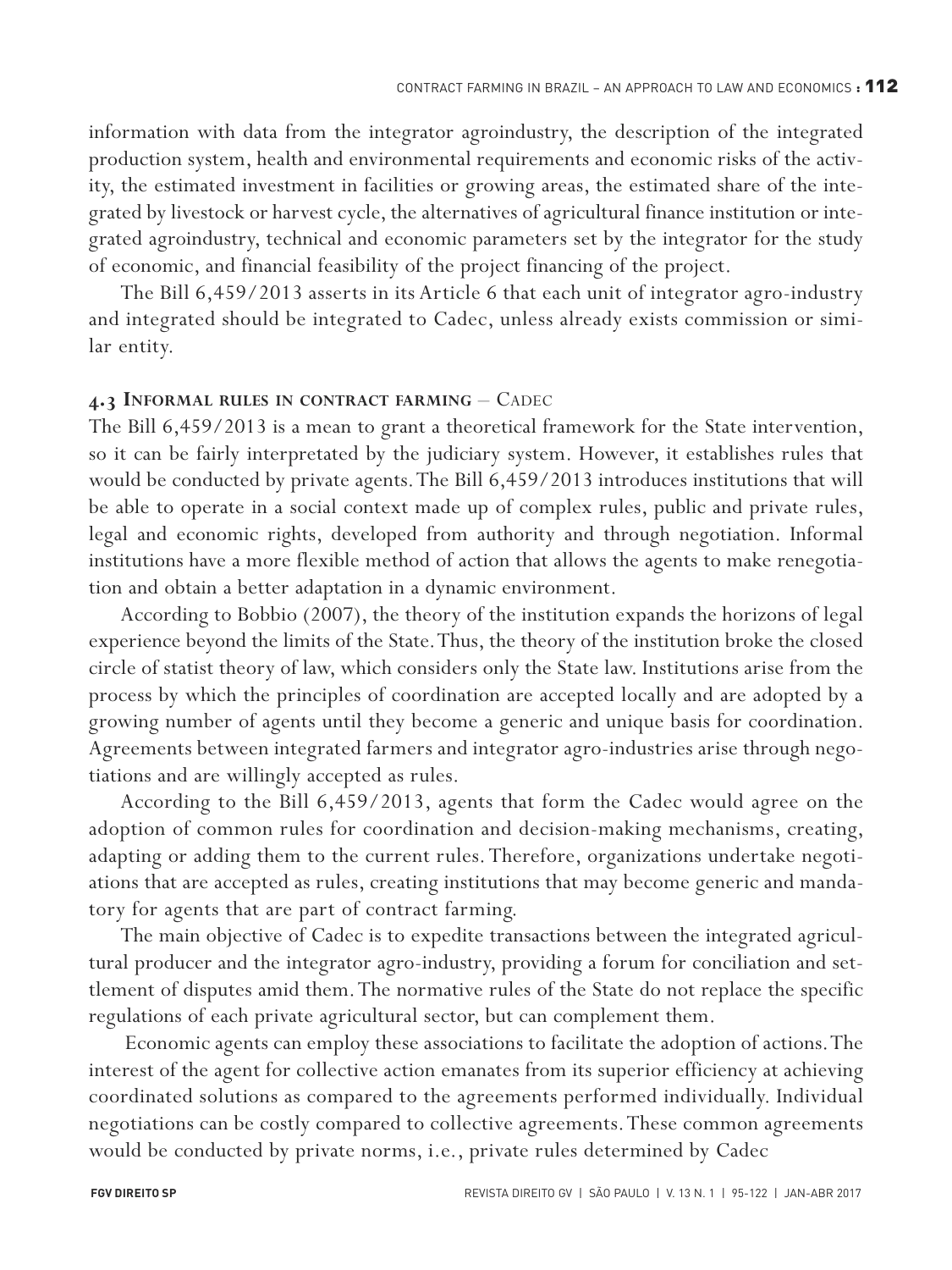information with data from the integrator agroindustry, the description of the integrated production system, health and environmental requirements and economic risks of the activity, the estimated investment in facilities or growing areas, the estimated share of the integrated by livestock or harvest cycle, the alternatives of agricultural finance institution or integrated agroindustry, technical and economic parameters set by the integrator for the study of economic, and financial feasibility of the project financing of the project.

The Bill 6,459/2013 asserts in its Article 6 that each unit of integrator agro-industry and integrated should be integrated to Cadec, unless already exists commission or similar entity.

### 4.3 Informal rules in contract farming – Cadec

The Bill 6,459/2013 is a mean to grant a theoretical framework for the State intervention, so it can be fairly interpretated by the judiciary system. However, it establishes rules that would be conducted by private agents. The Bill 6,459/2013 introduces institutions that will be able to operate in a social context made up of complex rules, public and private rules, legal and economic rights, developed from authority and through negotiation. Informal institutions have a more flexible method of action that allows the agents to make renegotiation and obtain a better adaptation in a dynamic environment.

According to Bobbio (2007), the theory of the institution expands the horizons of legal experience beyond the limits of the State. Thus, the theory of the institution broke the closed circle of statist theory of law, which considers only the State law. Institutions arise from the process by which the principles of coordination are accepted locally and are adopted by a growing number of agents until they become a generic and unique basis for coordination. Agreements between integrated farmers and integrator agro-industries arise through negotiations and are willingly accepted as rules.

According to the Bill 6,459/2013, agents that form the Cadec would agree on the adoption of common rules for coordination and decision-making mechanisms, creating, adapting or adding them to the current rules. Therefore, organizations undertake negotiations that are accepted as rules, creating institutions that may become generic and mandatory for agents that are part of contract farming.

The main objective of Cadec is to expedite transactions between the integrated agricultural producer and the integrator agro-industry, providing a forum for conciliation and settlement of disputes amid them. The normative rules of the State do not replace the specific regulations of each private agricultural sector, but can complement them.

Economic agents can employ these associations to facilitate the adoption of actions. The interest of the agent for collective action emanates from its superior efficiency at achieving coordinated solutions as compared to the agreements performed individually. Individual negotiations can be costly compared to collective agreements. These common agreements would be conducted by private norms, i.e., private rules determined by Cadec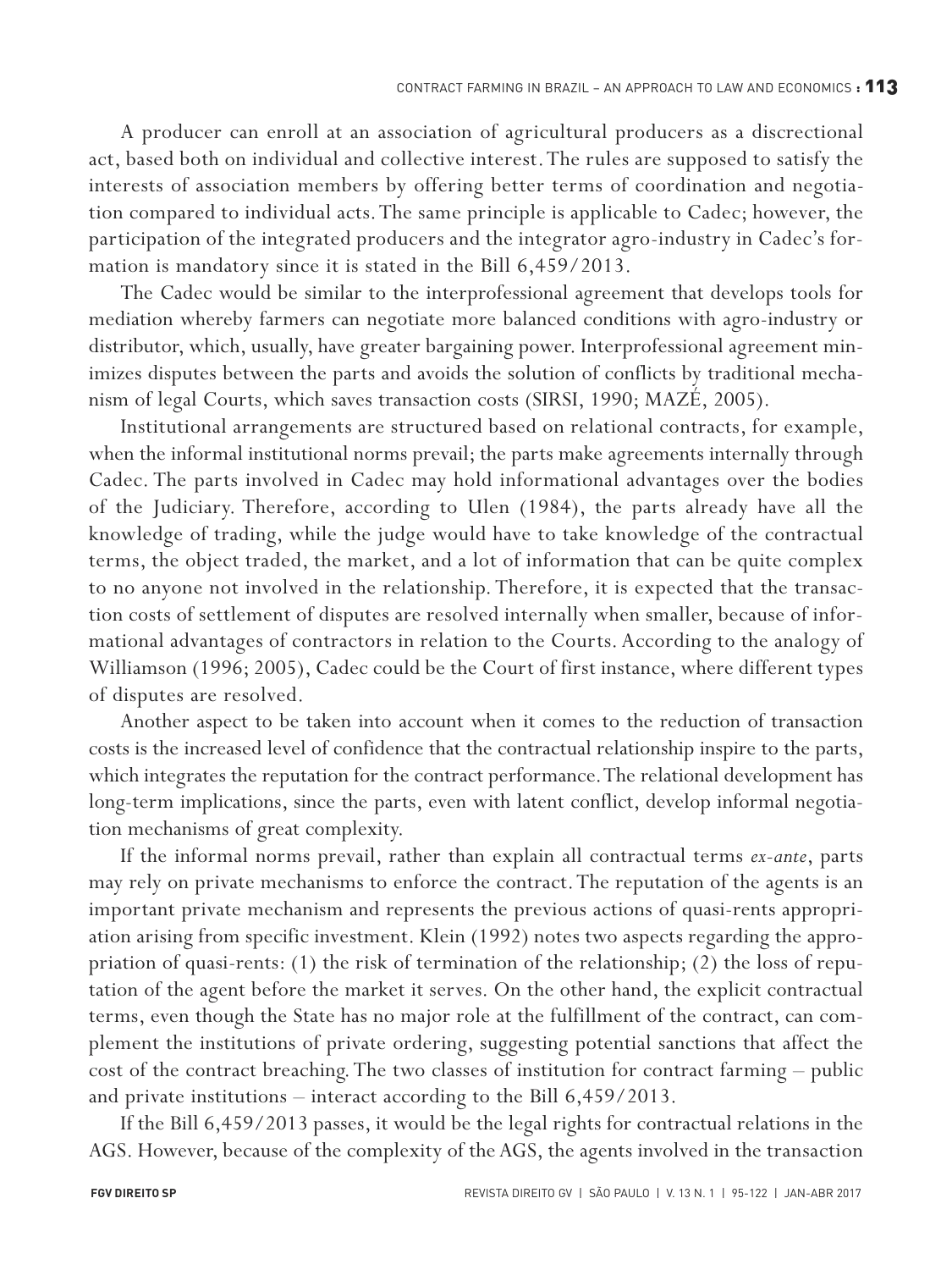A producer can enroll at an association of agricultural producers as a discrectional act, based both on individual and collective interest. The rules are supposed to satisfy the interests of association members by offering better terms of coordination and negotiation compared to individual acts. The same principle is applicable to Cadec; however, the participation of the integrated producers and the integrator agro-industry in Cadec's formation is mandatory since it is stated in the Bill 6,459/2013.

The Cadec would be similar to the interprofessional agreement that develops tools for mediation whereby farmers can negotiate more balanced conditions with agro-industry or distributor, which, usually, have greater bargaining power. Interprofessional agreement minimizes disputes between the parts and avoids the solution of conflicts by traditional mechanism of legal Courts, which saves transaction costs (SIRSI, 1990; MAZÉ, 2005).

Institutional arrangements are structured based on relational contracts, for example, when the informal institutional norms prevail; the parts make agreements internally through Cadec. The parts involved in Cadec may hold informational advantages over the bodies of the Judiciary. Therefore, according to Ulen (1984), the parts already have all the knowledge of trading, while the judge would have to take knowledge of the contractual terms, the object traded, the market, and a lot of information that can be quite complex to no anyone not involved in the relationship. Therefore, it is expected that the transaction costs of settlement of disputes are resolved internally when smaller, because of informational advantages of contractors in relation to the Courts. According to the analogy of Williamson (1996; 2005), Cadec could be the Court of first instance, where different types of disputes are resolved.

Another aspect to be taken into account when it comes to the reduction of transaction costs is the increased level of confidence that the contractual relationship inspire to the parts, which integrates the reputation for the contract performance. The relational development has long-term implications, since the parts, even with latent conflict, develop informal negotiation mechanisms of great complexity.

If the informal norms prevail, rather than explain all contractual terms *ex-ante*, parts may rely on private mechanisms to enforce the contract. The reputation of the agents is an important private mechanism and represents the previous actions of quasi-rents appropriation arising from specific investment. Klein (1992) notes two aspects regarding the appropriation of quasi-rents: (1) the risk of termination of the relationship; (2) the loss of reputation of the agent before the market it serves. On the other hand, the explicit contractual terms, even though the State has no major role at the fulfillment of the contract, can complement the institutions of private ordering, suggesting potential sanctions that affect the cost of the contract breaching. The two classes of institution for contract farming – public and private institutions – interact according to the Bill 6,459/2013.

If the Bill 6,459/2013 passes, it would be the legal rights for contractual relations in the AGS. However, because of the complexity of the AGS, the agents involved in the transaction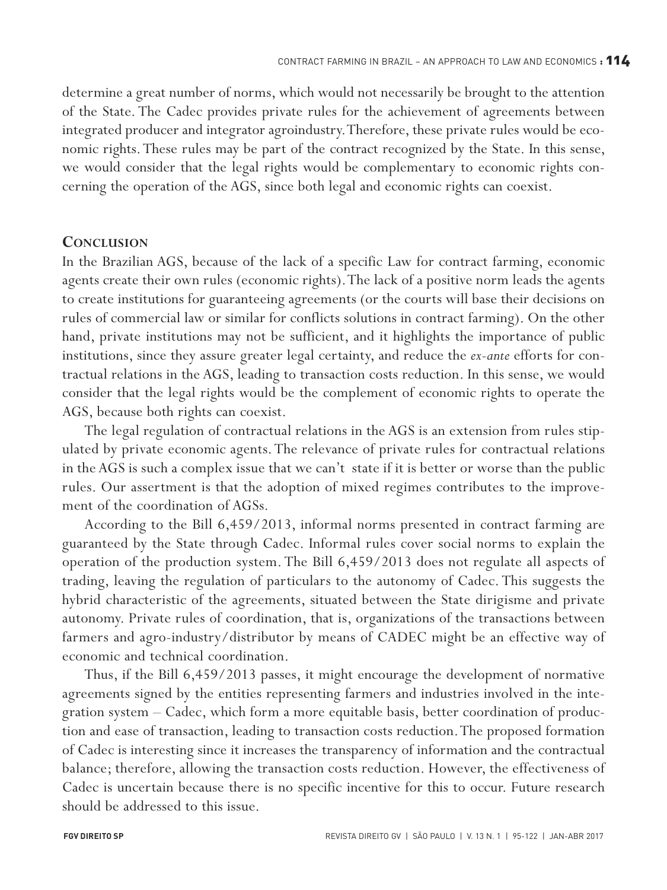determine a great number of norms, which would not necessarily be brought to the attention of the State. The Cadec provides private rules for the achievement of agreements between integrated producer and integrator agroindustry. Therefore, these private rules would be economic rights. These rules may be part of the contract recognized by the State. In this sense, we would consider that the legal rights would be complementary to economic rights concerning the operation of the AGS, since both legal and economic rights can coexist.

## Conclusion

In the Brazilian AGS, because of the lack of a specific Law for contract farming, economic agents create their own rules (economic rights). The lack of a positive norm leads the agents to create institutions for guaranteeing agreements (or the courts will base their decisions on rules of commercial law or similar for conflicts solutions in contract farming). On the other hand, private institutions may not be sufficient, and it highlights the importance of public institutions, since they assure greater legal certainty, and reduce the *ex-ante* efforts for contractual relations in the AGS, leading to transaction costs reduction. In this sense, we would consider that the legal rights would be the complement of economic rights to operate the AGS, because both rights can coexist.

The legal regulation of contractual relations in the AGS is an extension from rules stipulated by private economic agents. The relevance of private rules for contractual relations in the AGS is such a complex issue that we can't state if it is better or worse than the public rules. Our assertment is that the adoption of mixed regimes contributes to the improvement of the coordination of AGSs.

According to the Bill 6,459/2013, informal norms presented in contract farming are guaranteed by the State through Cadec. Informal rules cover social norms to explain the operation of the production system. The Bill 6,459/2013 does not regulate all aspects of trading, leaving the regulation of particulars to the autonomy of Cadec. This suggests the hybrid characteristic of the agreements, situated between the State dirigisme and private autonomy. Private rules of coordination, that is, organizations of the transactions between farmers and agro-industry/distributor by means of CADEC might be an effective way of economic and technical coordination.

Thus, if the Bill 6,459/2013 passes, it might encourage the development of normative agreements signed by the entities representing farmers and industries involved in the integration system – Cadec, which form a more equitable basis, better coordination of production and ease of transaction, leading to transaction costs reduction. The proposed formation of Cadec is interesting since it increases the transparency of information and the contractual balance; therefore, allowing the transaction costs reduction. However, the effectiveness of Cadec is uncertain because there is no specific incentive for this to occur. Future research should be addressed to this issue.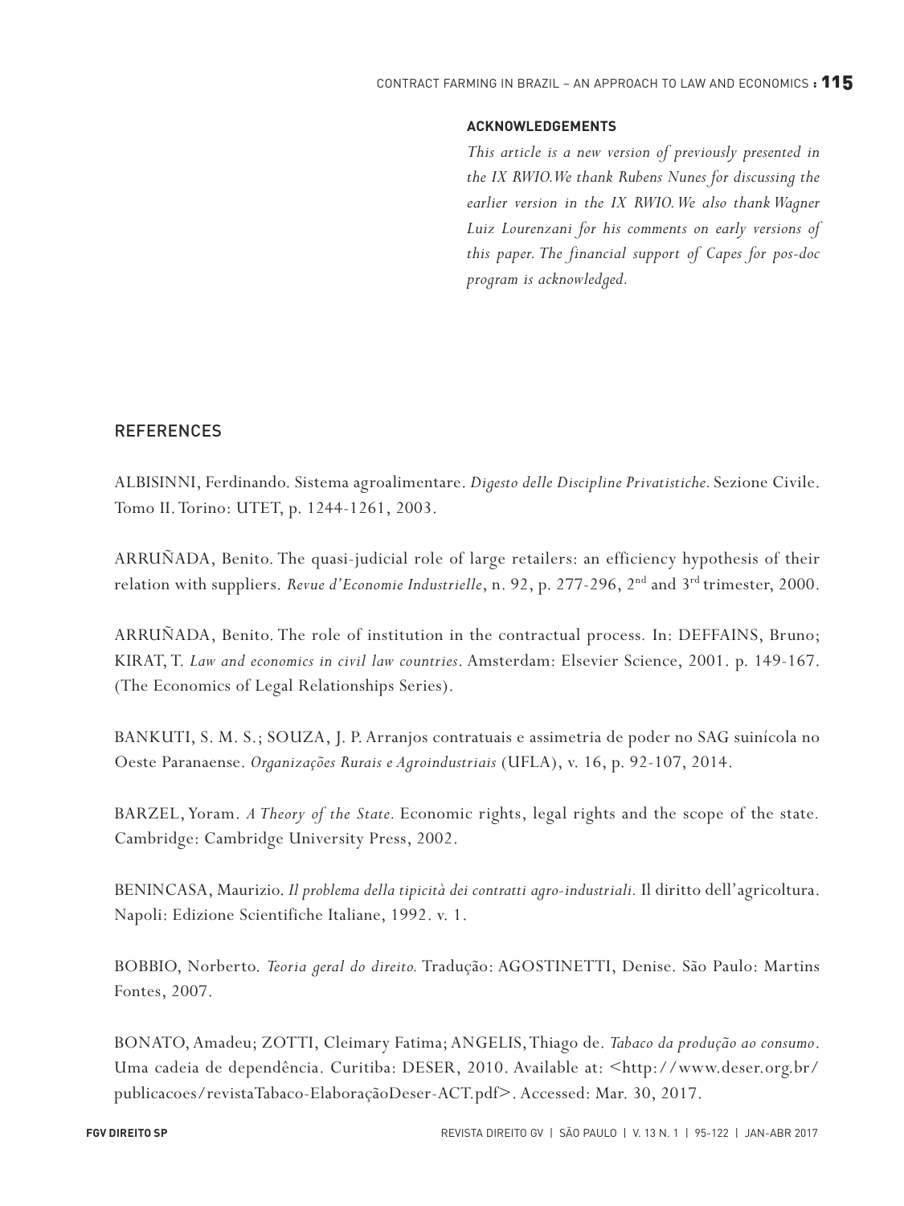#### ACKNOWLEDGEMENTS

*This article is a new version of previously presented in the IX RWIO.We thank Rubens Nunes for discussing the earlier version in the IX RWIO. We also thank Wagner Luiz Lourenzani for his comments on early versions of this paper. The financial support of Capes for pos-doc program is acknowledged.*

## REFERENCES

ALBISINNI, Ferdinando. Sistema agroalimentare. *Digesto delle Discipline Privatistiche*. Sezione Civile. Tomo II. Torino: UTET, p. 1244-1261, 2003.

ARRUÑADA, Benito. The quasi-judicial role of large retailers: an efficiency hypothesis of their relation with suppliers. *Revue d'Economie Industrielle*, n. 92, p. 277-296, 2nd and 3rd trimester, 2000.

ARRUÑADA, Benito. The role of institution in the contractual process. In: DEFFAINS, Bruno; KIRAT, T. *Law and economics in civil law countries*. Amsterdam: Elsevier Science, 2001. p. 149-167. (The Economics of Legal Relationships Series).

BANKUTI, S. M. S.; SOUZA, J. P. Arranjos contratuais e assimetria de poder no SAG suinícola no Oeste Paranaense. *Organizações Rurais e Agroindustriais* (UFLA), v. 16, p. 92-107, 2014.

BARZEL, Yoram. *A Theory of the State*. Economic rights, legal rights and the scope of the state. Cambridge: Cambridge University Press, 2002.

BENINCASA, Maurizio. *Il problema della tipicità dei contratti agro-industriali*. Il diritto dell'agricoltura. Napoli: Edizione Scientifiche Italiane, 1992. v. 1.

BOBBIO, Norberto. *Teoria geral do direito*. Tradução: AGOSTINETTI, Denise. São Paulo: Martins Fontes, 2007.

BONATO, Amadeu; ZOTTI, Cleimary Fatima; ANGELIS, Thiago de. *Tabaco da produção ao consumo*. Uma cadeia de dependência. Curitiba: DESER, 2010. Available at: <http://www.deser.org.br/publicacoes/revistaTabaco-ElaboraçãoDeser-ACT.pdf>. Accessed: Mar. 30, 2017.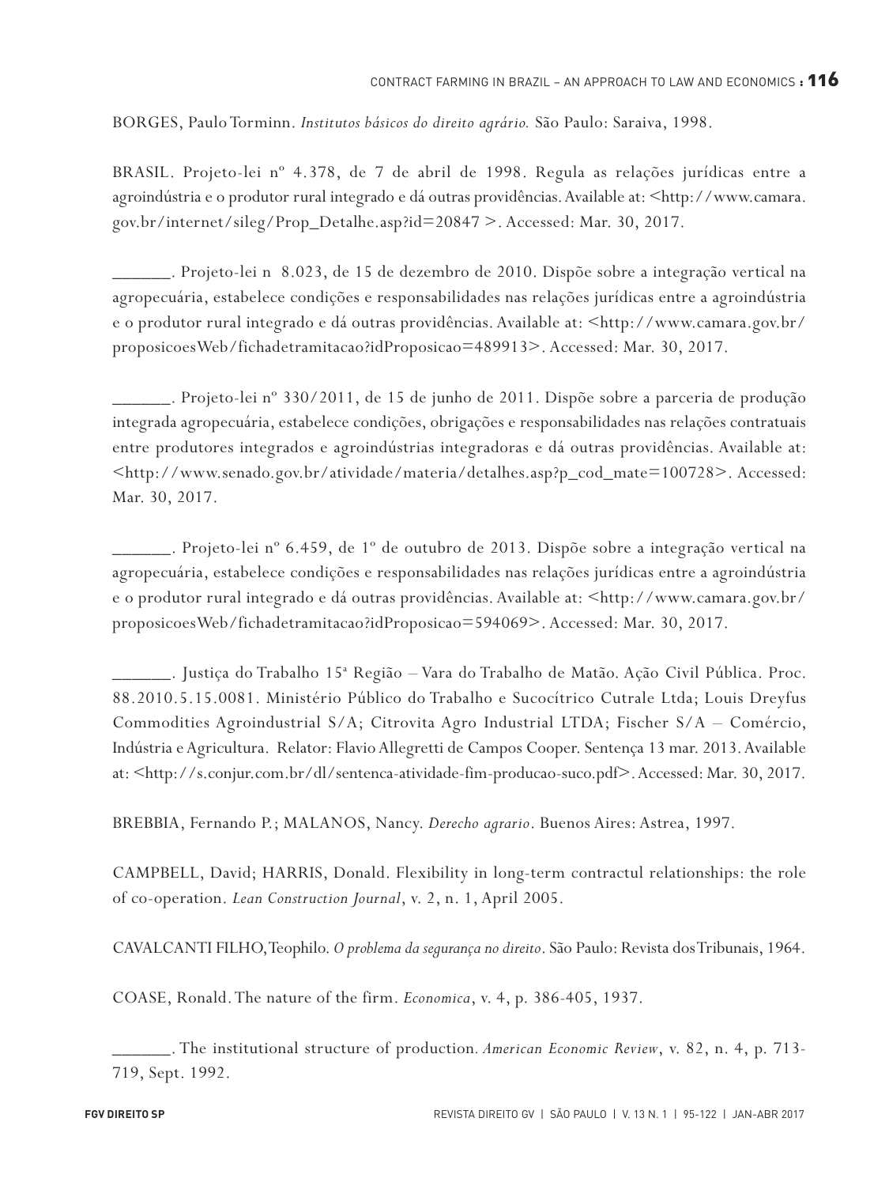BORGES, Paulo Torminn. *Institutos básicos do direito agrário.* São Paulo: Saraiva, 1998.

BRASIL. Projeto-lei nº 4.378, de 7 de abril de 1998. Regula as relações jurídicas entre a agroindústria e o produtor rural integrado e dá outras providências. Available at: <http://www.camara.gov.br/internet/sileg/Prop_Detalhe.asp?id=20847 >. Accessed: Mar. 30, 2017.

______. Projeto-lei n 8.023, de 15 de dezembro de 2010. Dispõe sobre a integração vertical na agropecuária, estabelece condições e responsabilidades nas relações jurídicas entre a agroindústria e o produtor rural integrado e dá outras providências. Available at: <http://www.camara.gov.br/proposicoesWeb/fichadetramitacao?idProposicao=489913>. Accessed: Mar. 30, 2017.

______. Projeto-lei nº 330/2011, de 15 de junho de 2011. Dispõe sobre a parceria de produção integrada agropecuária, estabelece condições, obrigações e responsabilidades nas relações contratuais entre produtores integrados e agroindústrias integradoras e dá outras providências. Available at: <http://www.senado.gov.br/atividade/materia/detalhes.asp?p_cod_mate=100728>. Accessed: Mar. 30, 2017.

______. Projeto-lei nº 6.459, de 1º de outubro de 2013. Dispõe sobre a integração vertical na agropecuária, estabelece condições e responsabilidades nas relações jurídicas entre a agroindústria e o produtor rural integrado e dá outras providências. Available at: <http://www.camara.gov.br/proposicoesWeb/fichadetramitacao?idProposicao=594069>. Accessed: Mar. 30, 2017.

______. Justiça do Trabalho 15ª Região – Vara do Trabalho de Matão. Ação Civil Pública. Proc. 88.2010.5.15.0081. Ministério Público do Trabalho e Sucocítrico Cutrale Ltda; Louis Dreyfus Commodities Agroindustrial S/A; Citrovita Agro Industrial LTDA; Fischer S/A – Comércio, Indústria e Agricultura. Relator: Flavio Allegretti de Campos Cooper. Sentença 13 mar. 2013. Available at: <http://s.conjur.com.br/dl/sentenca-atividade-fim-producao-suco.pdf>. Accessed: Mar. 30, 2017.

BREBBIA, Fernando P.; MALANOS, Nancy. *Derecho agrario*. Buenos Aires: Astrea, 1997.

CAMPBELL, David; HARRIS, Donald. Flexibility in long-term contractul relationships: the role of co-operation. *Lean Construction Journal*, v. 2, n. 1, April 2005.

CAVALCANTI FILHO, Teophilo. *O problema da segurança no direito*. São Paulo: Revista dos Tribunais, 1964.

COASE, Ronald. The nature of the firm. *Economica*, v. 4, p. 386-405, 1937.

______. The institutional structure of production. *American Economic Review*, v. 82, n. 4, p. 713-719, Sept. 1992.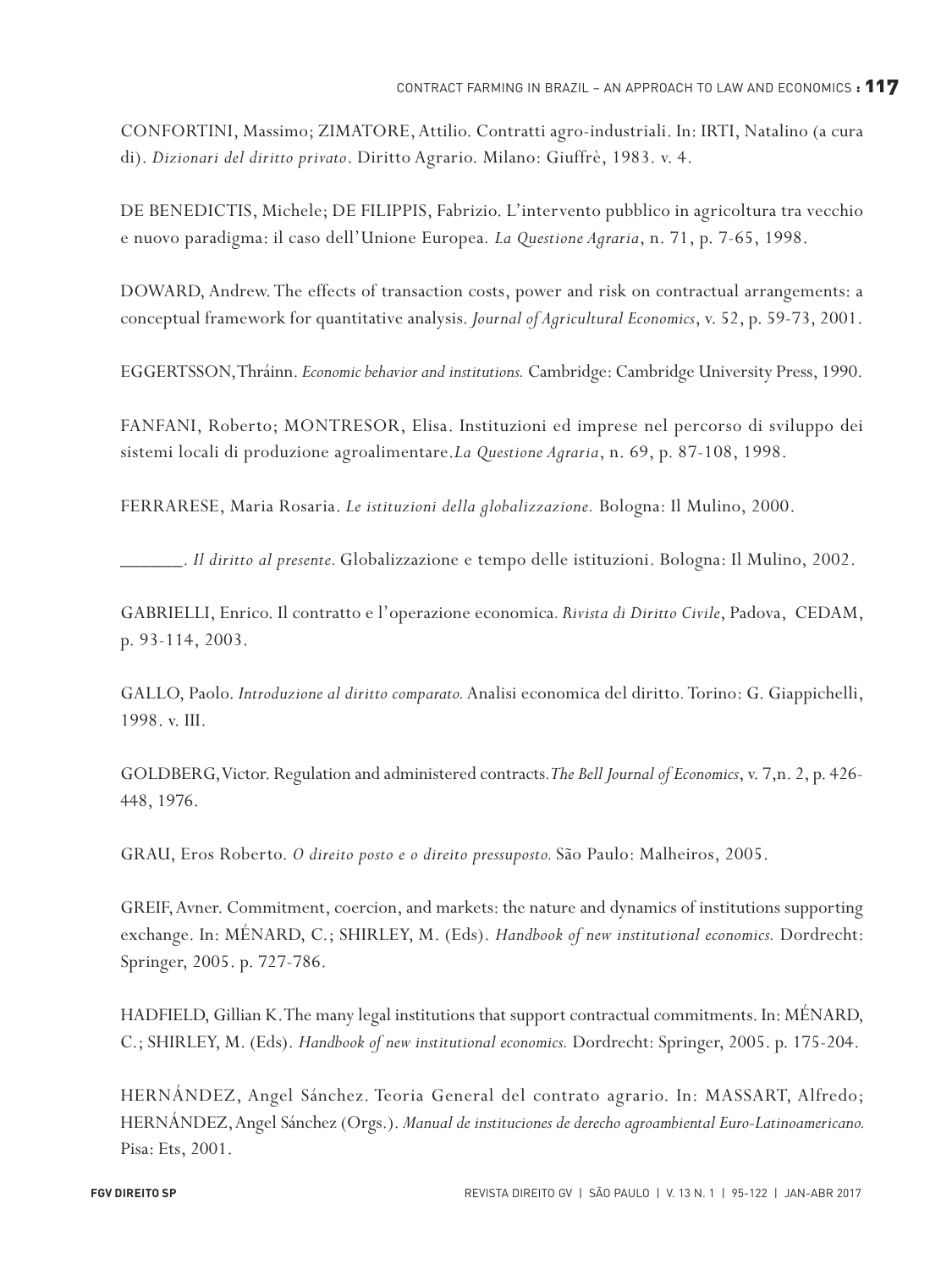CONFORTINI, Massimo; ZIMATORE, Attilio. Contratti agro-industriali. In: IRTI, Natalino (a cura di). *Dizionari del diritto privato*. Diritto Agrario. Milano: Giuffrè, 1983. v. 4.

DE BENEDICTIS, Michele; DE FILIPPIS, Fabrizio. L'intervento pubblico in agricoltura tra vecchio e nuovo paradigma: il caso dell'Unione Europea. *La Questione Agraria*, n. 71, p. 7-65, 1998.

DOWARD, Andrew. The effects of transaction costs, power and risk on contractual arrangements: a conceptual framework for quantitative analysis. *Journal of Agricultural Economics*, v. 52, p. 59-73, 2001.

EGGERTSSON, Thráinn. *Economic behavior and institutions.* Cambridge: Cambridge University Press, 1990.

FANFANI, Roberto; MONTRESOR, Elisa. Instituzioni ed imprese nel percorso di sviluppo dei sistemi locali di produzione agroalimentare. *La Questione Agraria*, n. 69, p. 87-108, 1998.

FERRARESE, Maria Rosaria. *Le istituzioni della globalizzazione.* Bologna: Il Mulino, 2000.

______. *Il diritto al presente*. Globalizzazione e tempo delle istituzioni. Bologna: Il Mulino, 2002.

GABRIELLI, Enrico. Il contratto e l'operazione economica. *Rivista di Diritto Civile*, Padova, CEDAM, p. 93-114, 2003.

GALLO, Paolo. *Introduzione al diritto comparato.* Analisi economica del diritto. Torino: G. Giappichelli, 1998. v. III.

GOLDBERG, Victor. Regulation and administered contracts. *The Bell Journal of Economics*, v. 7, n. 2, p. 426-448, 1976.

GRAU, Eros Roberto. *O direito posto e o direito pressuposto.* São Paulo: Malheiros, 2005.

GREIF, Avner. Commitment, coercion, and markets: the nature and dynamics of institutions supporting exchange. In: MÉNARD, C.; SHIRLEY, M. (Eds). *Handbook of new institutional economics.* Dordrecht: Springer, 2005. p. 727-786.

HADFIELD, Gillian K. The many legal institutions that support contractual commitments. In: MÉNARD, C.; SHIRLEY, M. (Eds). *Handbook of new institutional economics.* Dordrecht: Springer, 2005. p. 175-204.

HERNÁNDEZ, Angel Sánchez. Teoria General del contrato agrario. In: MASSART, Alfredo; HERNÁNDEZ, Angel Sánchez (Orgs.). *Manual de instituciones de derecho agroambiental Euro-Latinoamericano.* Pisa: Ets, 2001.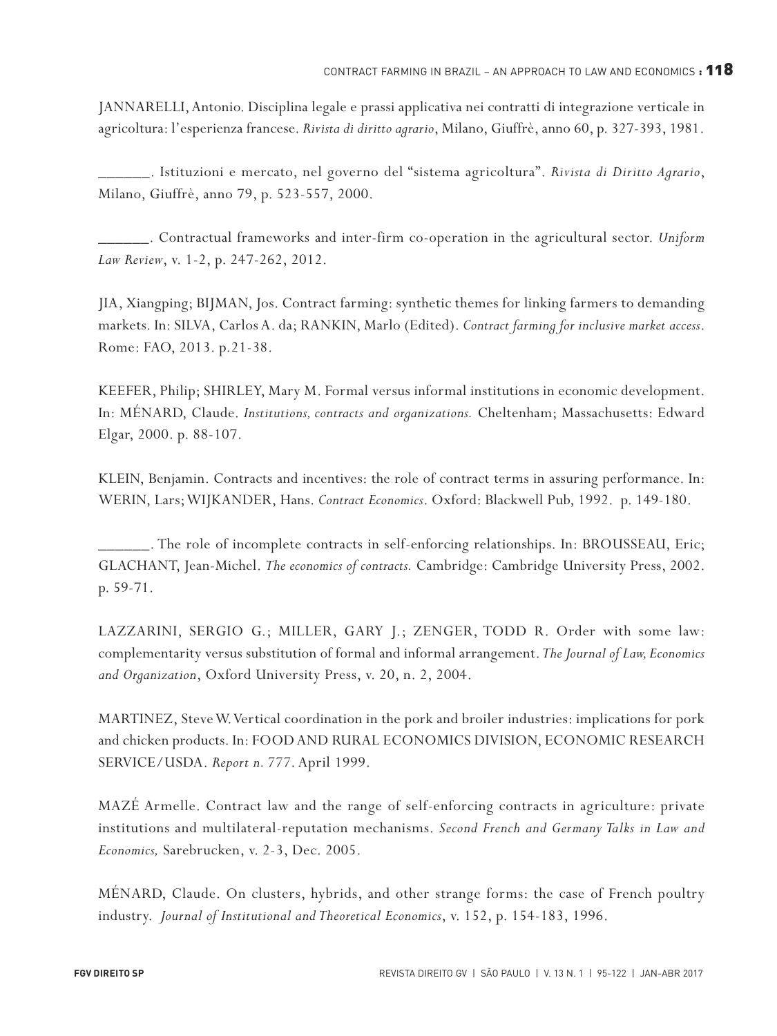JANNARELLI, Antonio. Disciplina legale e prassi applicativa nei contratti di integrazione verticale in agricoltura: l'esperienza francese. *Rivista di diritto agrario*, Milano, Giuffrè, anno 60, p. 327-393, 1981.

______. Istituzioni e mercato, nel governo del "sistema agricoltura". *Rivista di Diritto Agrario*, Milano, Giuffrè, anno 79, p. 523-557, 2000.

______. Contractual frameworks and inter-firm co-operation in the agricultural sector. *Uniform Law Review*, v. 1-2, p. 247-262, 2012.

JIA, Xiangping; BIJMAN, Jos. Contract farming: synthetic themes for linking farmers to demanding markets. In: SILVA, Carlos A. da; RANKIN, Marlo (Edited). *Contract farming for inclusive market access*. Rome: FAO, 2013. p.21-38.

KEEFER, Philip; SHIRLEY, Mary M. Formal versus informal institutions in economic development. In: MÉNARD, Claude. *Institutions, contracts and organizations.* Cheltenham; Massachusetts: Edward Elgar, 2000. p. 88-107.

KLEIN, Benjamin. Contracts and incentives: the role of contract terms in assuring performance. In: WERIN, Lars; WIJKANDER, Hans. *Contract Economics*. Oxford: Blackwell Pub, 1992. p. 149-180.

______. The role of incomplete contracts in self-enforcing relationships. In: BROUSSEAU, Eric; GLACHANT, Jean-Michel. *The economics of contracts.* Cambridge: Cambridge University Press, 2002. p. 59-71.

LAZZARINI, SERGIO G.; MILLER, GARY J.; ZENGER, TODD R. Order with some law: complementarity versus substitution of formal and informal arrangement. *The Journal of Law, Economics and Organization*, Oxford University Press, v. 20, n. 2, 2004.

MARTINEZ, Steve W. Vertical coordination in the pork and broiler industries: implications for pork and chicken products. In: FOOD AND RURAL ECONOMICS DIVISION, ECONOMIC RESEARCH SERVICE/USDA. *Report n.* 777. April 1999.

MAZÉ Armelle. Contract law and the range of self-enforcing contracts in agriculture: private institutions and multilateral-reputation mechanisms. *Second French and Germany Talks in Law and Economics,* Sarebrucken, v. 2-3, Dec. 2005.

MÉNARD, Claude. On clusters, hybrids, and other strange forms: the case of French poultry industry. *Journal of Institutional and Theoretical Economics*, v. 152, p. 154-183, 1996.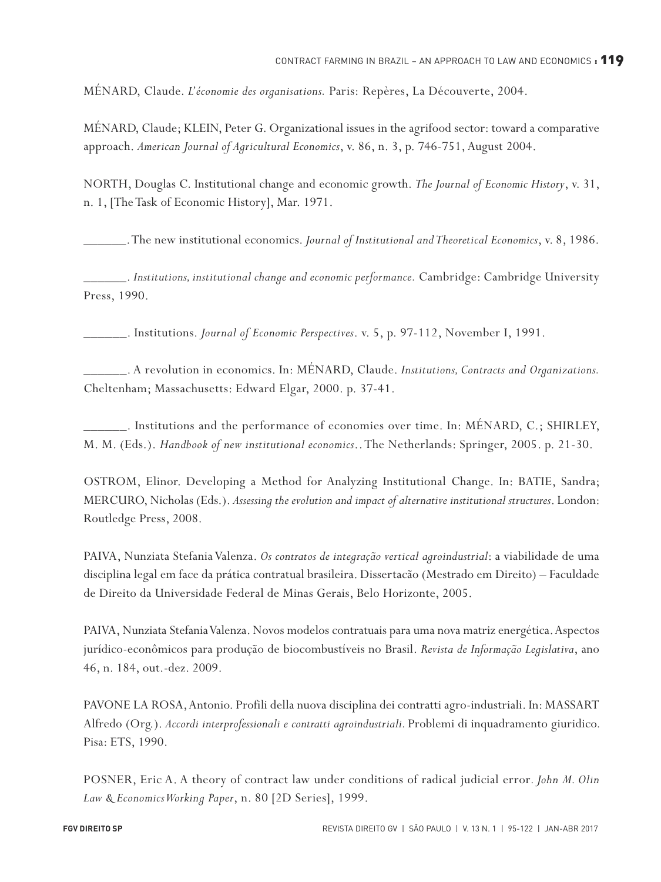MÉNARD, Claude. *L'économie des organisations.* Paris: Repères, La Découverte, 2004.

MÉNARD, Claude; KLEIN, Peter G. Organizational issues in the agrifood sector: toward a comparative approach. *American Journal of Agricultural Economics*, v. 86, n. 3, p. 746-751, August 2004.

NORTH, Douglas C. Institutional change and economic growth. *The Journal of Economic History*, v. 31, n. 1, [The Task of Economic History], Mar. 1971.

______. The new institutional economics. *Journal of Institutional and Theoretical Economics*, v. 8, 1986.

______. *Institutions, institutional change and economic performance.* Cambridge: Cambridge University Press, 1990.

______. Institutions. *Journal of Economic Perspectives*. v. 5, p. 97-112, November I, 1991.

______. A revolution in economics. In: MÉNARD, Claude. *Institutions, Contracts and Organizations.* Cheltenham; Massachusetts: Edward Elgar, 2000. p. 37-41.

______. Institutions and the performance of economies over time. In: MÉNARD, C.; SHIRLEY, M. M. (Eds.). *Handbook of new institutional economics*.. The Netherlands: Springer, 2005. p. 21-30.

OSTROM, Elinor. Developing a Method for Analyzing Institutional Change. In: BATIE, Sandra; MERCURO, Nicholas (Eds.). *Assessing the evolution and impact of alternative institutional structures*. London: Routledge Press, 2008.

PAIVA, Nunziata Stefania Valenza. *Os contratos de integração vertical agroindustrial*: a viabilidade de uma disciplina legal em face da prática contratual brasileira. Dissertacão (Mestrado em Direito) – Faculdade de Direito da Universidade Federal de Minas Gerais, Belo Horizonte, 2005.

PAIVA, Nunziata Stefania Valenza. Novos modelos contratuais para uma nova matriz energética. Aspectos jurídico-econômicos para produção de biocombustíveis no Brasil. *Revista de Informação Legislativa*, ano 46, n. 184, out.-dez. 2009.

PAVONE LA ROSA, Antonio. Profili della nuova disciplina dei contratti agro-industriali. In: MASSART Alfredo (Org.). *Accordi interprofessionali e contratti agroindustriali*. Problemi di inquadramento giuridico. Pisa: ETS, 1990.

POSNER, Eric A. A theory of contract law under conditions of radical judicial error. *John M. Olin Law & Economics Working Paper*, n. 80 [2D Series], 1999.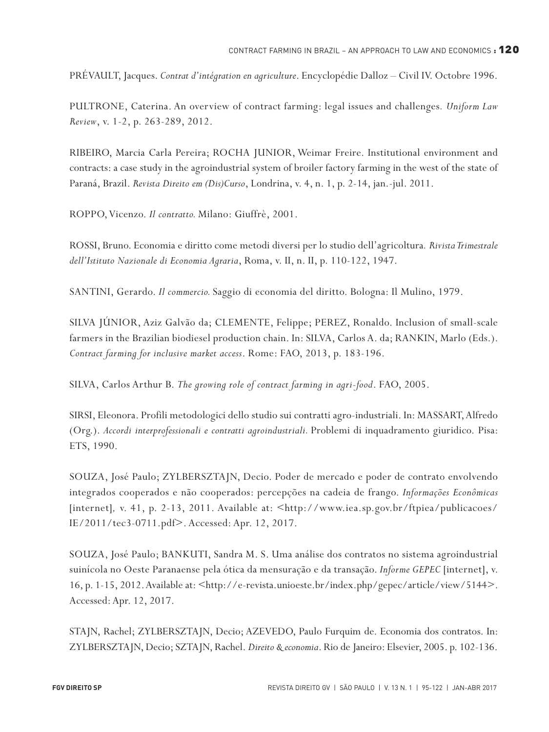PRÉVAULT, Jacques. *Contrat d'intégration en agriculture*. Encyclopédie Dalloz – Civil IV. Octobre 1996.

PULTRONE, Caterina. An overview of contract farming: legal issues and challenges. *Uniform Law Review*, v. 1-2, p. 263-289, 2012.

RIBEIRO, Marcia Carla Pereira; ROCHA JUNIOR, Weimar Freire. Institutional environment and contracts: a case study in the agroindustrial system of broiler factory farming in the west of the state of Paraná, Brazil. *Revista Direito em (Dis)Curso*, Londrina, v. 4, n. 1, p. 2-14, jan.-jul. 2011.

ROPPO, Vicenzo. *Il contratto.* Milano: Giuffrè, 2001.

ROSSI, Bruno. Economia e diritto come metodi diversi per lo studio dell'agricoltura. *Rivista Trimestrale dell'Istituto Nazionale di Economia Agraria*, Roma, v. II, n. II, p. 110-122, 1947.

SANTINI, Gerardo. *Il commercio.* Saggio di economia del diritto. Bologna: Il Mulino, 1979.

SILVA JÚNIOR, Aziz Galvão da; CLEMENTE, Felippe; PEREZ, Ronaldo. Inclusion of small-scale farmers in the Brazilian biodiesel production chain. In: SILVA, Carlos A. da; RANKIN, Marlo (Eds.). *Contract farming for inclusive market access*. Rome: FAO, 2013, p. 183-196.

SILVA, Carlos Arthur B. *The growing role of contract farming in agri-food*. FAO, 2005.

SIRSI, Eleonora. Profili metodologici dello studio sui contratti agro-industriali. In: MASSART, Alfredo (Org.). *Accordi interprofessionali e contratti agroindustriali.* Problemi di inquadramento giuridico. Pisa: ETS, 1990.

SOUZA, José Paulo; ZYLBERSZTAJN, Decio. Poder de mercado e poder de contrato envolvendo integrados cooperados e não cooperados: percepções na cadeia de frango. *Informações Econômicas* [internet], v. 41, p. 2-13, 2011. Available at: <http://www.iea.sp.gov.br/ftpiea/publicacoes/IE/2011/tec3-0711.pdf>. Accessed: Apr. 12, 2017.

SOUZA, José Paulo; BANKUTI, Sandra M. S. Uma análise dos contratos no sistema agroindustrial suinícola no Oeste Paranaense pela ótica da mensuração e da transação. *Informe GEPEC* [internet], v. 16, p. 1-15, 2012. Available at: <http://e-revista.unioeste.br/index.php/gepec/article/view/5144>. Accessed: Apr. 12, 2017.

STAJN, Rachel; ZYLBERSZTAJN, Decio; AZEVEDO, Paulo Furquim de. Economia dos contratos. In: ZYLBERSZTAJN, Decio; SZTAJN, Rachel. *Direito & economia*. Rio de Janeiro: Elsevier, 2005. p. 102-136.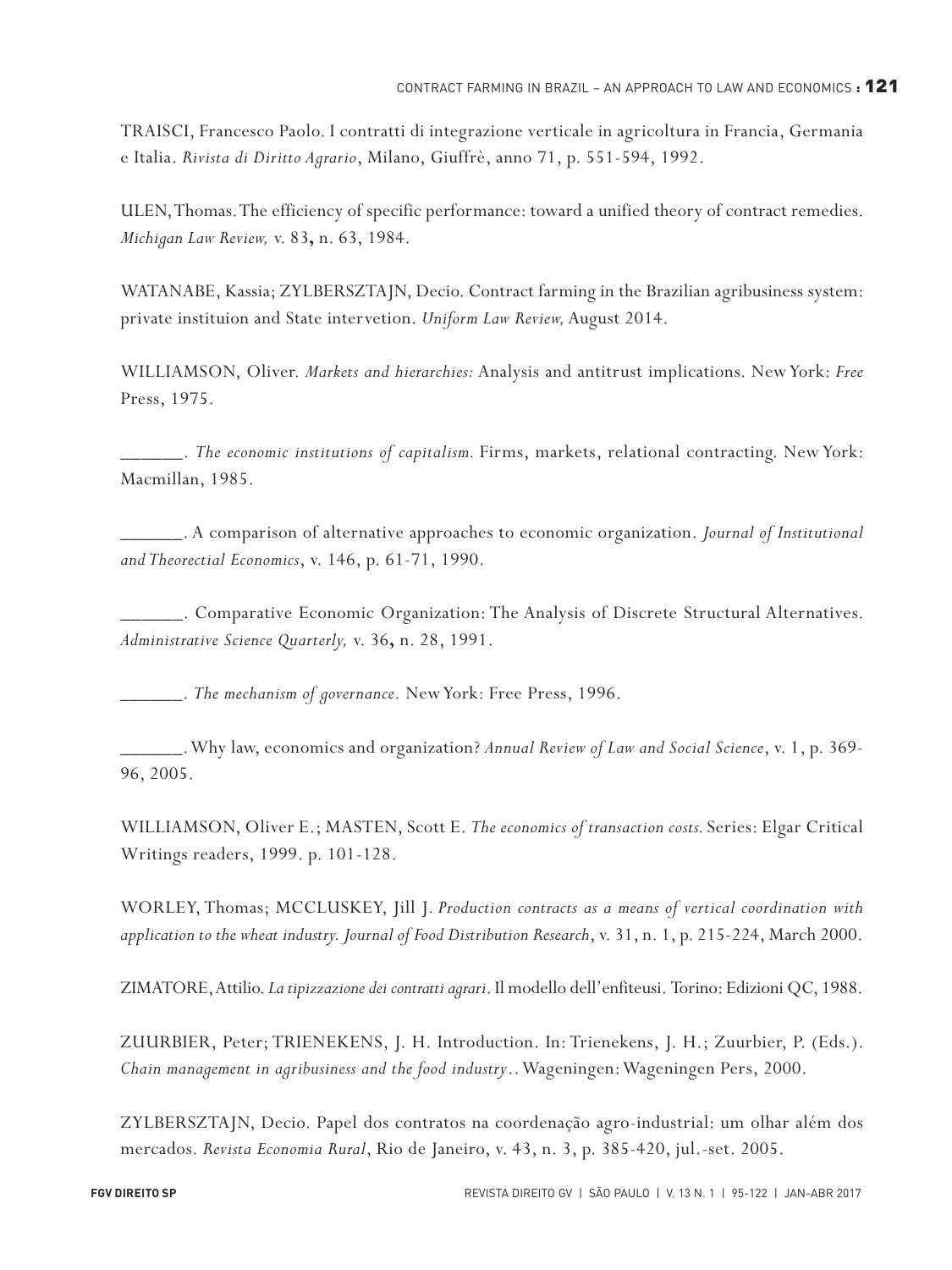TRAISCI, Francesco Paolo. I contratti di integrazione verticale in agricoltura in Francia, Germania e Italia. *Rivista di Diritto Agrario*, Milano, Giuffrè, anno 71, p. 551-594, 1992.

ULEN, Thomas. The efficiency of specific performance: toward a unified theory of contract remedies. *Michigan Law Review,* v. 83**,** n. 63, 1984.

WATANABE, Kassia; ZYLBERSZTAJN, Decio. Contract farming in the Brazilian agribusiness system: private instituion and State intervetion. *Uniform Law Review,* August 2014.

WILLIAMSON, Oliver. *Markets and hierarchies:* Analysis and antitrust implications. New York: *Free* Press, 1975.

______. *The economic institutions of capitalism.* Firms, markets, relational contracting. New York: Macmillan, 1985.

______. A comparison of alternative approaches to economic organization. *Journal of Institutional and Theorectial Economics*, v. 146, p. 61-71, 1990.

______. Comparative Economic Organization: The Analysis of Discrete Structural Alternatives. *Administrative Science Quarterly,* v. 36**,** n. 28, 1991.

______. *The mechanism of governance.* New York: Free Press, 1996.

______. Why law, economics and organization? *Annual Review of Law and Social Science*, v. 1, p. 369-96, 2005.

WILLIAMSON, Oliver E.; MASTEN, Scott E. *The economics of transaction costs.* Series: Elgar Critical Writings readers, 1999. p. 101-128.

WORLEY, Thomas; MCCLUSKEY, Jill J. *Production contracts as a means of vertical coordination with application to the wheat industry. Journal of Food Distribution Research*, v. 31, n. 1, p. 215-224, March 2000.

ZIMATORE, Attilio. *La tipizzazione dei contratti agrari*. Il modello dell'enfiteusi. Torino: Edizioni QC, 1988.

ZUURBIER, Peter; TRIENEKENS, J. H. Introduction. In: Trienekens, J. H.; Zuurbier, P. (Eds.). *Chain management in agribusiness and the food industry*.. Wageningen: Wageningen Pers, 2000.

ZYLBERSZTAJN, Decio. Papel dos contratos na coordenação agro-industrial: um olhar além dos mercados. *Revista Economia Rural*, Rio de Janeiro, v. 43, n. 3, p. 385-420, jul.-set. 2005.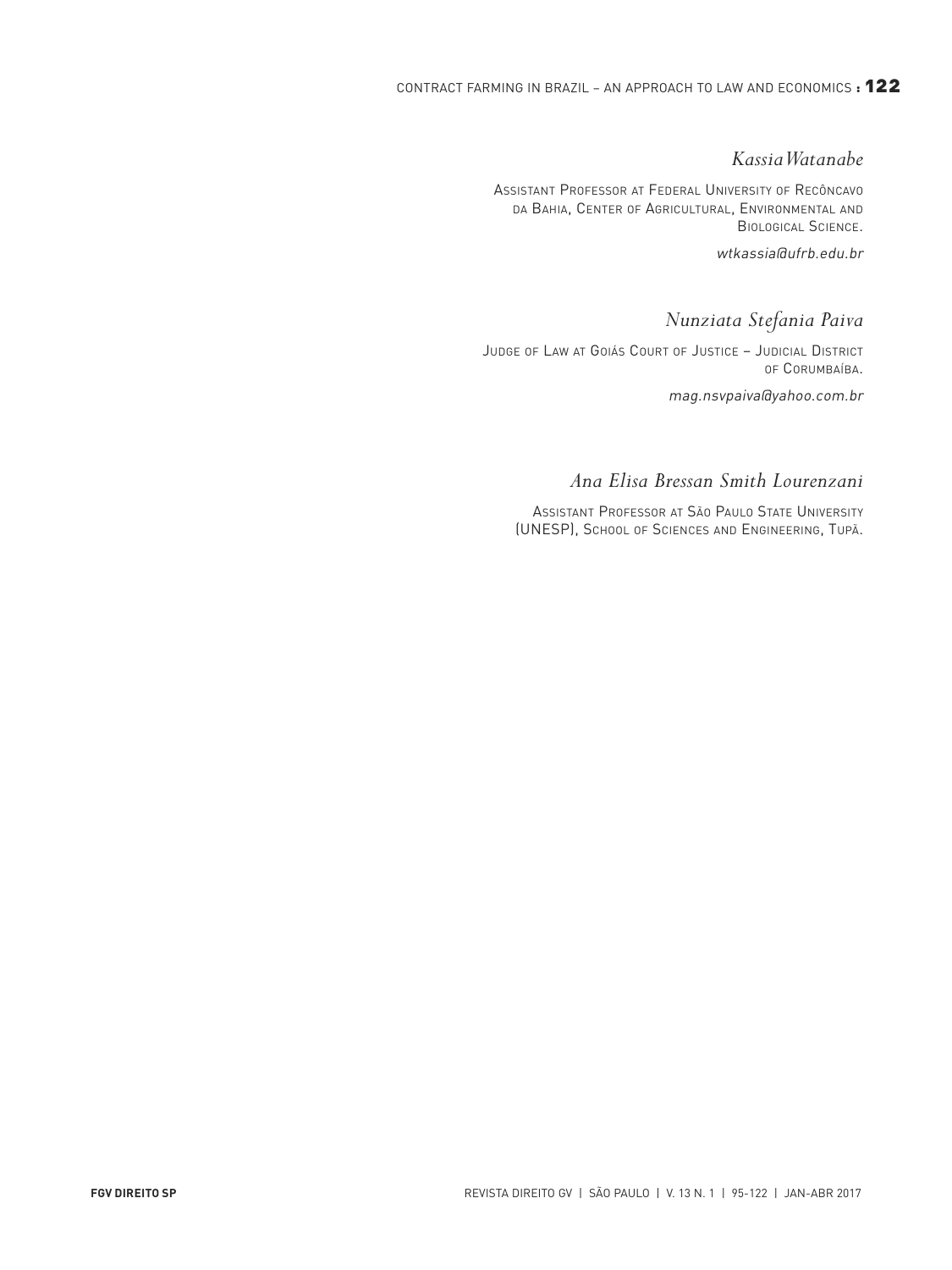*Kassia Watanabe*

Assistant Professor at Federal University of Recôncavo da Bahia, Center of Agricultural, Environmental and Biological Science.

*wtkassia@ufrb.edu.br*

*Nunziata Stefania Paiva*

Judge of Law at Goiás Court of Justice – Judicial District of Corumbaíba.

*mag.nsvpaiva@yahoo.com.br*

*Ana Elisa Bressan Smith Lourenzani*

Assistant Professor at São Paulo State University (UNESP), School of Sciences and Engineering, Tupã.